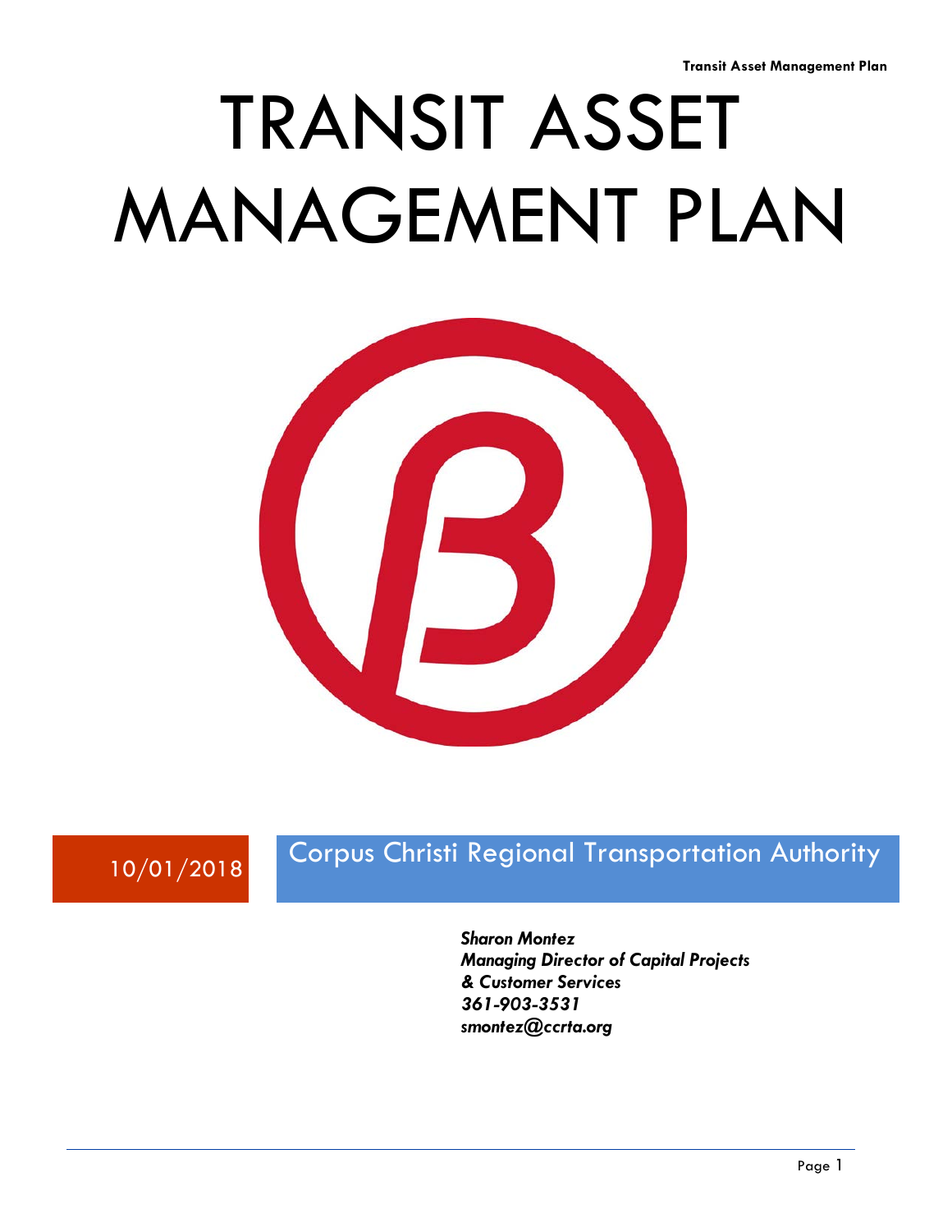# TRANSIT ASSET MANAGEMENT PLAN

10/01/2018

Corpus Christi Regional Transportation Authority

***Sharon Montez***
***Managing Director of Capital Projects***
***& Customer Services***
***361-903-3531***
***smontez@ccrta.org***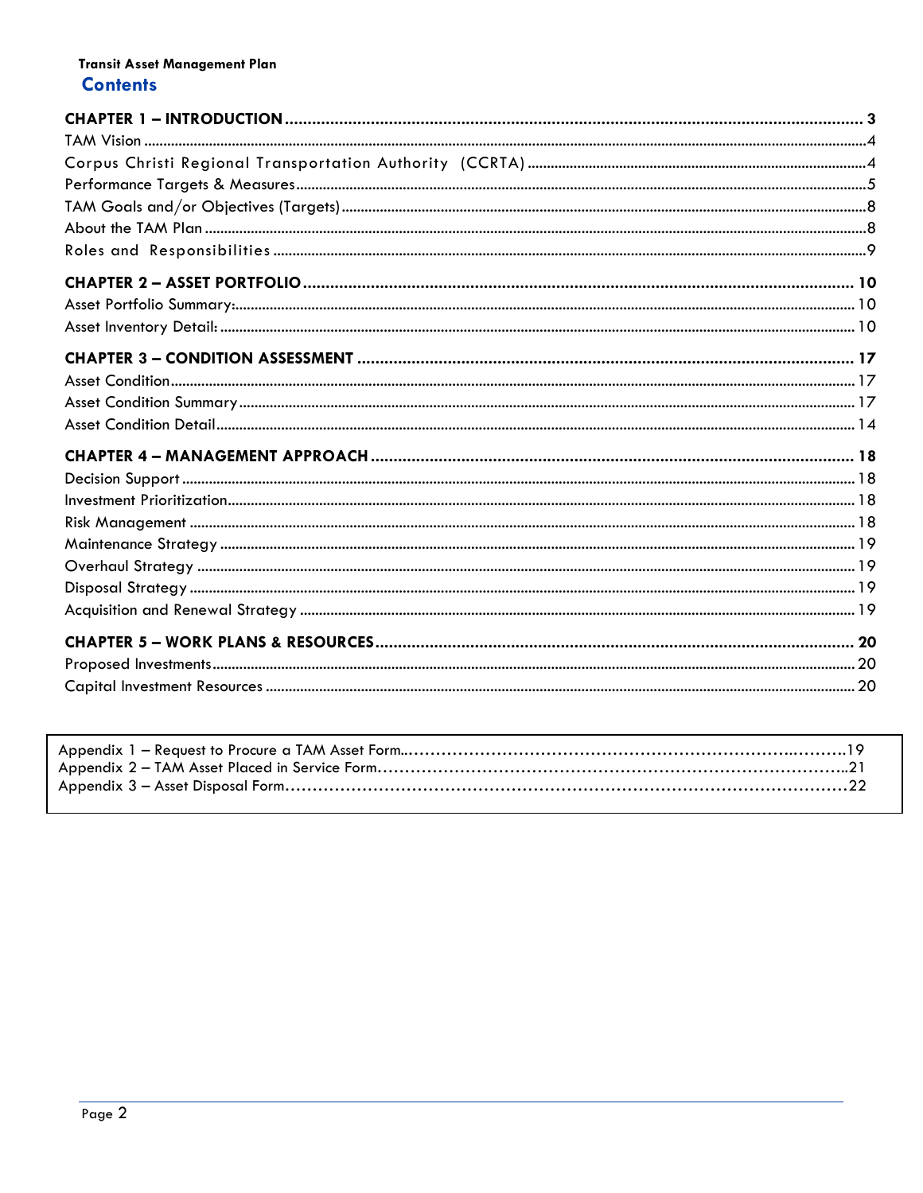**Transit Asset Management Plan**

## Contents

**CHAPTER 1 – INTRODUCTION** ........................................ **3**

TAM Vision ........................................ 4

Corpus Christi Regional Transportation Authority (CCRTA) ........................................ 4

Performance Targets & Measures ........................................ 5

TAM Goals and/or Objectives (Targets) ........................................ 8

About the TAM Plan ........................................ 8

Roles and Responsibilities ........................................ 9

**CHAPTER 2 – ASSET PORTFOLIO** ........................................ **10**

Asset Portfolio Summary: ........................................ 10

Asset Inventory Detail: ........................................ 10

**CHAPTER 3 – CONDITION ASSESSMENT** ........................................ **17**

Asset Condition ........................................ 17

Asset Condition Summary ........................................ 17

Asset Condition Detail ........................................ 14

**CHAPTER 4 – MANAGEMENT APPROACH** ........................................ **18**

Decision Support ........................................ 18

Investment Prioritization ........................................ 18

Risk Management ........................................ 18

Maintenance Strategy ........................................ 19

Overhaul Strategy ........................................ 19

Disposal Strategy ........................................ 19

Acquisition and Renewal Strategy ........................................ 19

**CHAPTER 5 – WORK PLANS & RESOURCES** ........................................ **20**

Proposed Investments ........................................ 20

Capital Investment Resources ........................................ 20

Appendix 1 – Request to Procure a TAM Asset Form........................................ 19

Appendix 2 – TAM Asset Placed in Service Form........................................ 21

Appendix 3 – Asset Disposal Form........................................ 22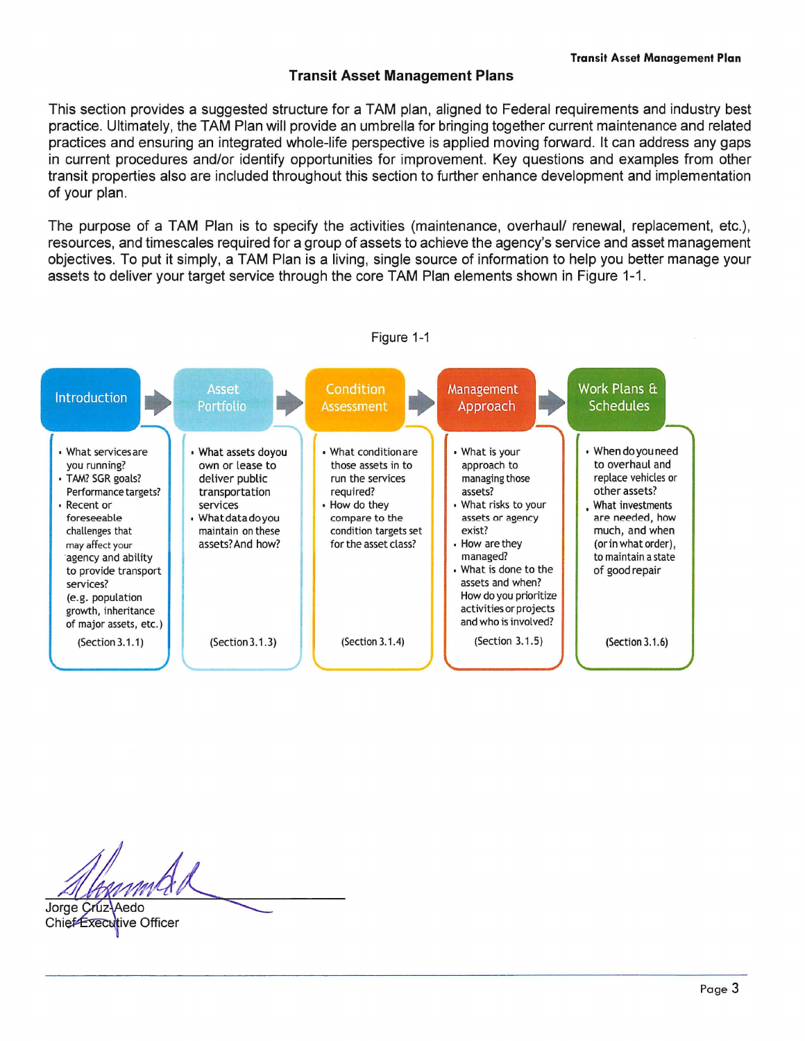## Transit Asset Management Plans

This section provides a suggested structure for a TAM plan, aligned to Federal requirements and industry best practice. Ultimately, the TAM Plan will provide an umbrella for bringing together current maintenance and related practices and ensuring an integrated whole-life perspective is applied moving forward. It can address any gaps in current procedures and/or identify opportunities for improvement. Key questions and examples from other transit properties also are included throughout this section to further enhance development and implementation of your plan.

The purpose of a TAM Plan is to specify the activities (maintenance, overhaul/ renewal, replacement, etc.), resources, and timescales required for a group of assets to achieve the agency's service and asset management objectives. To put it simply, a TAM Plan is a living, single source of information to help you better manage your assets to deliver your target service through the core TAM Plan elements shown in Figure 1-1.

Figure 1-1

| Introduction | Asset Portfolio | Condition Assessment | Management Approach | Work Plans & Schedules |
|---|---|---|---|---|
| • What services are you running?<br>• TAM? SGR goals? Performance targets?<br>• Recent or foreseeable challenges that may affect your agency and ability to provide transport services? (e.g. population growth, inheritance of major assets, etc.)<br>(Section 3.1.1) | • What assets do you own or lease to deliver public transportation services<br>• What data do you maintain on these assets? And how?<br>(Section 3.1.3) | • What condition are those assets in to run the services required?<br>• How do they compare to the condition targets set for the asset class?<br>(Section 3.1.4) | • What is your approach to managing those assets?<br>• What risks to your assets or agency exist?<br>• How are they managed?<br>• What is done to the assets and when? How do you prioritize activities or projects and who is involved?<br>(Section 3.1.5) | • When do you need to overhaul and replace vehicles or other assets?<br>• What investments are needed, how much, and when (or in what order), to maintain a state of good repair<br>(Section 3.1.6) |

Jorge Cruz-Aedo
Chief Executive Officer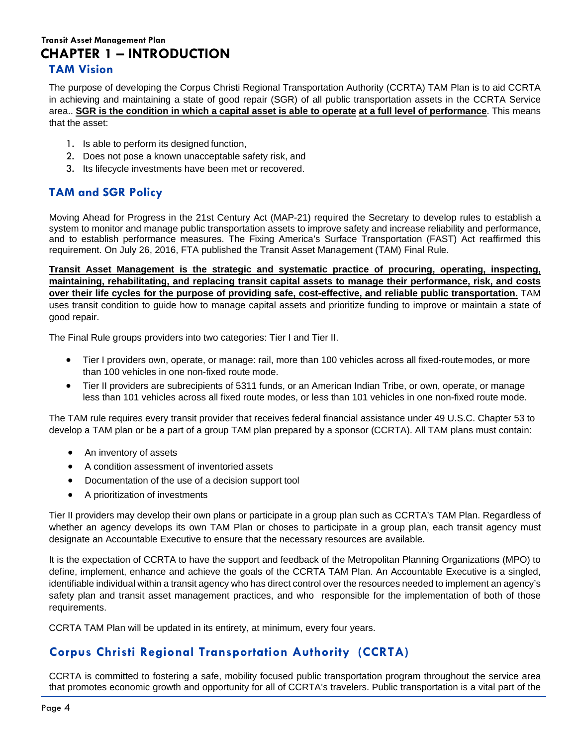# CHAPTER 1 – INTRODUCTION

## TAM Vision

The purpose of developing the Corpus Christi Regional Transportation Authority (CCRTA) TAM Plan is to aid CCRTA in achieving and maintaining a state of good repair (SGR) of all public transportation assets in the CCRTA Service area.. **SGR is the condition in which a capital asset is able to operate at a full level of performance**. This means that the asset:

1. Is able to perform its designed function,
2. Does not pose a known unacceptable safety risk, and
3. Its lifecycle investments have been met or recovered.

## TAM and SGR Policy

Moving Ahead for Progress in the 21st Century Act (MAP-21) required the Secretary to develop rules to establish a system to monitor and manage public transportation assets to improve safety and increase reliability and performance, and to establish performance measures. The Fixing America's Surface Transportation (FAST) Act reaffirmed this requirement. On July 26, 2016, FTA published the Transit Asset Management (TAM) Final Rule.

**Transit Asset Management is the strategic and systematic practice of procuring, operating, inspecting, maintaining, rehabilitating, and replacing transit capital assets to manage their performance, risk, and costs over their life cycles for the purpose of providing safe, cost-effective, and reliable public transportation.** TAM uses transit condition to guide how to manage capital assets and prioritize funding to improve or maintain a state of good repair.

The Final Rule groups providers into two categories: Tier I and Tier II.

- Tier I providers own, operate, or manage: rail, more than 100 vehicles across all fixed-route modes, or more than 100 vehicles in one non-fixed route mode.
- Tier II providers are subrecipients of 5311 funds, or an American Indian Tribe, or own, operate, or manage less than 101 vehicles across all fixed route modes, or less than 101 vehicles in one non-fixed route mode.

The TAM rule requires every transit provider that receives federal financial assistance under 49 U.S.C. Chapter 53 to develop a TAM plan or be a part of a group TAM plan prepared by a sponsor (CCRTA). All TAM plans must contain:

- An inventory of assets
- A condition assessment of inventoried assets
- Documentation of the use of a decision support tool
- A prioritization of investments

Tier II providers may develop their own plans or participate in a group plan such as CCRTA's TAM Plan. Regardless of whether an agency develops its own TAM Plan or choses to participate in a group plan, each transit agency must designate an Accountable Executive to ensure that the necessary resources are available.

It is the expectation of CCRTA to have the support and feedback of the Metropolitan Planning Organizations (MPO) to define, implement, enhance and achieve the goals of the CCRTA TAM Plan. An Accountable Executive is a singled, identifiable individual within a transit agency who has direct control over the resources needed to implement an agency's safety plan and transit asset management practices, and who  responsible for the implementation of both of those requirements.

CCRTA TAM Plan will be updated in its entirety, at minimum, every four years.

## Corpus Christi Regional Transportation Authority (CCRTA)

CCRTA is committed to fostering a safe, mobility focused public transportation program throughout the service area that promotes economic growth and opportunity for all of CCRTA's travelers. Public transportation is a vital part of the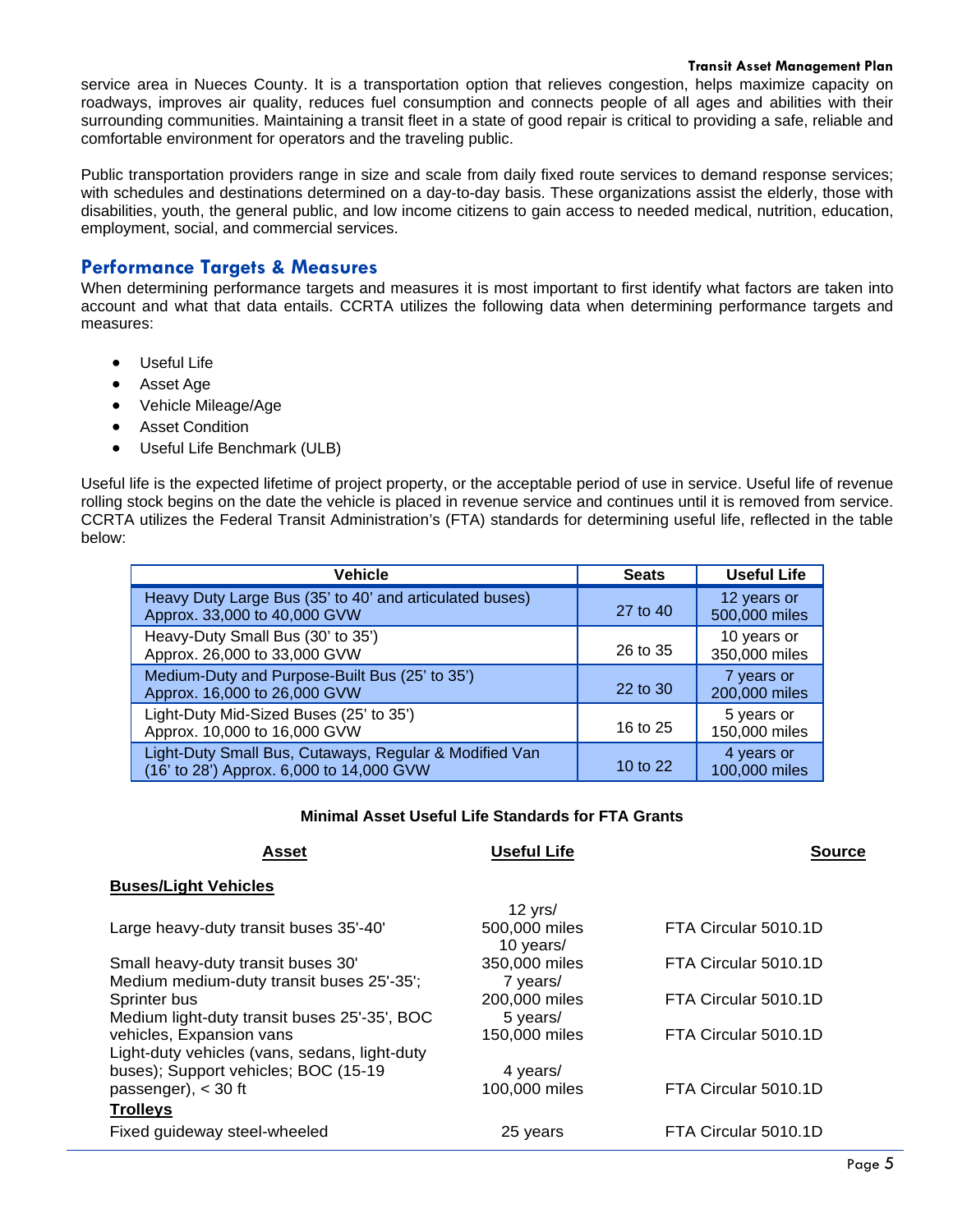service area in Nueces County. It is a transportation option that relieves congestion, helps maximize capacity on roadways, improves air quality, reduces fuel consumption and connects people of all ages and abilities with their surrounding communities. Maintaining a transit fleet in a state of good repair is critical to providing a safe, reliable and comfortable environment for operators and the traveling public.

Public transportation providers range in size and scale from daily fixed route services to demand response services; with schedules and destinations determined on a day-to-day basis. These organizations assist the elderly, those with disabilities, youth, the general public, and low income citizens to gain access to needed medical, nutrition, education, employment, social, and commercial services.

## Performance Targets & Measures

When determining performance targets and measures it is most important to first identify what factors are taken into account and what that data entails. CCRTA utilizes the following data when determining performance targets and measures:

- Useful Life
- Asset Age
- Vehicle Mileage/Age
- Asset Condition
- Useful Life Benchmark (ULB)

Useful life is the expected lifetime of project property, or the acceptable period of use in service. Useful life of revenue rolling stock begins on the date the vehicle is placed in revenue service and continues until it is removed from service. CCRTA utilizes the Federal Transit Administration's (FTA) standards for determining useful life, reflected in the table below:

| Vehicle | Seats | Useful Life |
|---|---|---|
| Heavy Duty Large Bus (35' to 40' and articulated buses) Approx. 33,000 to 40,000 GVW | 27 to 40 | 12 years or 500,000 miles |
| Heavy-Duty Small Bus (30' to 35') Approx. 26,000 to 33,000 GVW | 26 to 35 | 10 years or 350,000 miles |
| Medium-Duty and Purpose-Built Bus (25' to 35') Approx. 16,000 to 26,000 GVW | 22 to 30 | 7 years or 200,000 miles |
| Light-Duty Mid-Sized Buses (25' to 35') Approx. 10,000 to 16,000 GVW | 16 to 25 | 5 years or 150,000 miles |
| Light-Duty Small Bus, Cutaways, Regular & Modified Van (16' to 28') Approx. 6,000 to 14,000 GVW | 10 to 22 | 4 years or 100,000 miles |

**Minimal Asset Useful Life Standards for FTA Grants**

| Asset | Useful Life | Source |
|---|---|---|
| **Buses/Light Vehicles** | | |
| Large heavy-duty transit buses 35'-40' | 12 yrs/ 500,000 miles | FTA Circular 5010.1D |
| Small heavy-duty transit buses 30' | 10 years/ 350,000 miles | FTA Circular 5010.1D |
| Medium medium-duty transit buses 25'-35'; Sprinter bus | 7 years/ 200,000 miles | FTA Circular 5010.1D |
| Medium light-duty transit buses 25'-35', BOC vehicles, Expansion vans | 5 years/ 150,000 miles | FTA Circular 5010.1D |
| Light-duty vehicles (vans, sedans, light-duty buses); Support vehicles; BOC (15-19 passenger), < 30 ft | 4 years/ 100,000 miles | FTA Circular 5010.1D |
| **Trolleys** | | |
| Fixed guideway steel-wheeled | 25 years | FTA Circular 5010.1D |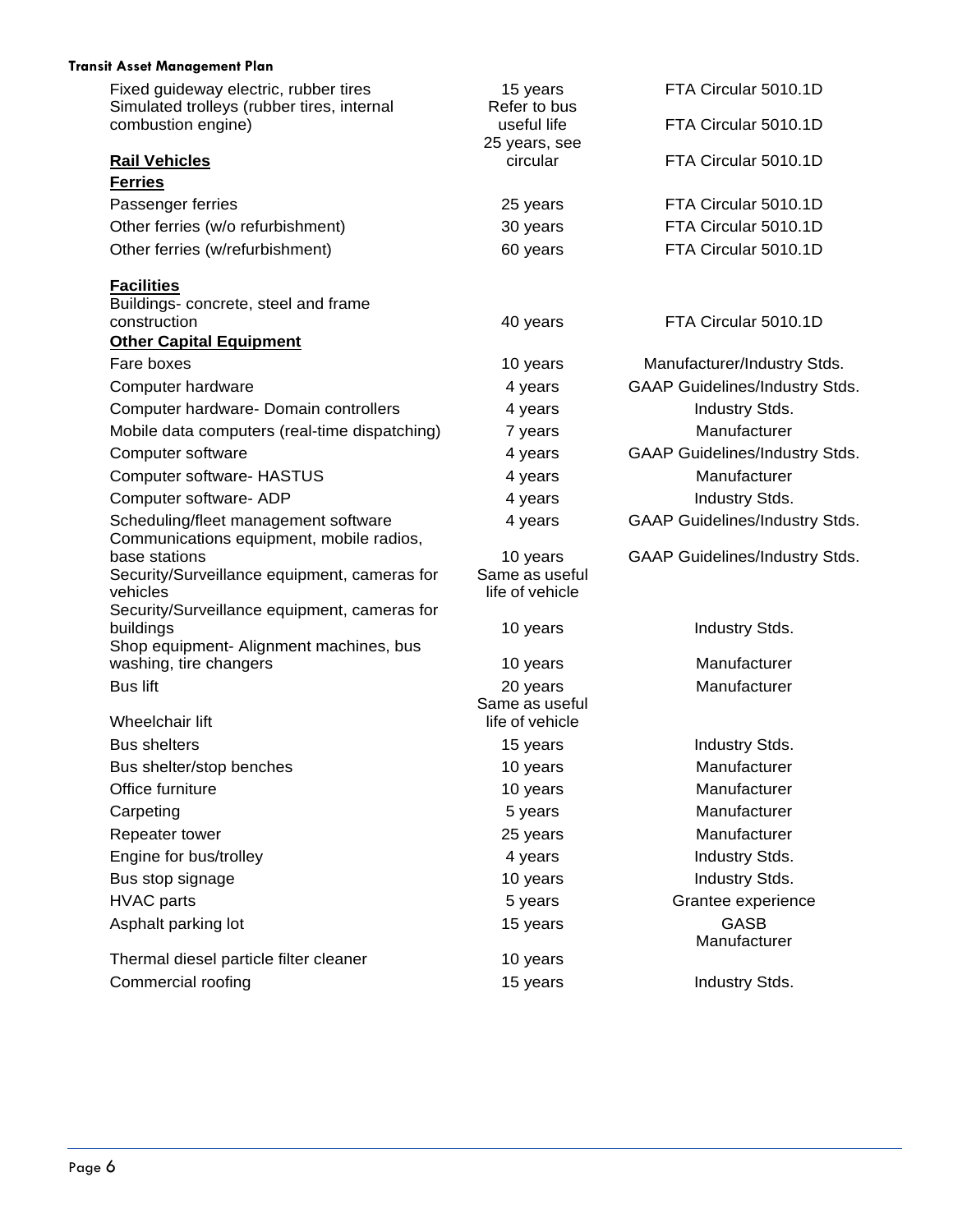| | | |
|---|---|---|
| Fixed guideway electric, rubber tires | 15 years | FTA Circular 5010.1D |
| Simulated trolleys (rubber tires, internal combustion engine) | Refer to bus useful life | FTA Circular 5010.1D |
| **Rail Vehicles** | 25 years, see circular | FTA Circular 5010.1D |
| **Ferries** | | |
| Passenger ferries | 25 years | FTA Circular 5010.1D |
| Other ferries (w/o refurbishment) | 30 years | FTA Circular 5010.1D |
| Other ferries (w/refurbishment) | 60 years | FTA Circular 5010.1D |
| **Facilities** | | |
| Buildings- concrete, steel and frame construction | 40 years | FTA Circular 5010.1D |
| **Other Capital Equipment** | | |
| Fare boxes | 10 years | Manufacturer/Industry Stds. |
| Computer hardware | 4 years | GAAP Guidelines/Industry Stds. |
| Computer hardware- Domain controllers | 4 years | Industry Stds. |
| Mobile data computers (real-time dispatching) | 7 years | Manufacturer |
| Computer software | 4 years | GAAP Guidelines/Industry Stds. |
| Computer software- HASTUS | 4 years | Manufacturer |
| Computer software- ADP | 4 years | Industry Stds. |
| Scheduling/fleet management software | 4 years | GAAP Guidelines/Industry Stds. |
| Communications equipment, mobile radios, base stations | 10 years | GAAP Guidelines/Industry Stds. |
| Security/Surveillance equipment, cameras for vehicles | Same as useful life of vehicle | |
| Security/Surveillance equipment, cameras for buildings | 10 years | Industry Stds. |
| Shop equipment- Alignment machines, bus washing, tire changers | 10 years | Manufacturer |
| Bus lift | 20 years | Manufacturer |
| Wheelchair lift | Same as useful life of vehicle | |
| Bus shelters | 15 years | Industry Stds. |
| Bus shelter/stop benches | 10 years | Manufacturer |
| Office furniture | 10 years | Manufacturer |
| Carpeting | 5 years | Manufacturer |
| Repeater tower | 25 years | Manufacturer |
| Engine for bus/trolley | 4 years | Industry Stds. |
| Bus stop signage | 10 years | Industry Stds. |
| HVAC parts | 5 years | Grantee experience |
| Asphalt parking lot | 15 years | GASB |
| Thermal diesel particle filter cleaner | 10 years | Manufacturer |
| Commercial roofing | 15 years | Industry Stds. |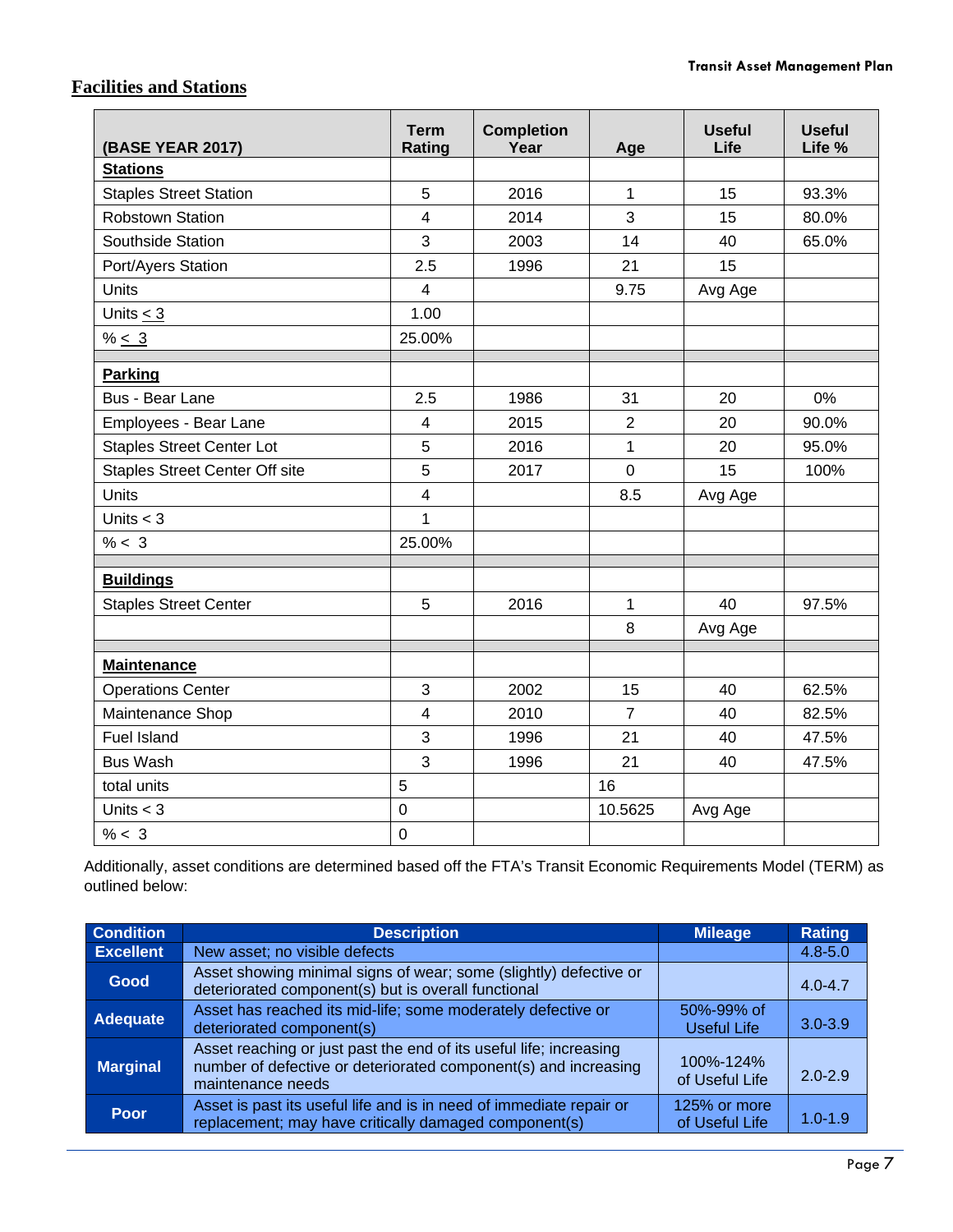## Facilities and Stations

| (BASE YEAR 2017) | Term Rating | Completion Year | Age | Useful Life | Useful Life % |
|---|---|---|---|---|---|
| **Stations** | | | | | |
| Staples Street Station | 5 | 2016 | 1 | 15 | 93.3% |
| Robstown Station | 4 | 2014 | 3 | 15 | 80.0% |
| Southside Station | 3 | 2003 | 14 | 40 | 65.0% |
| Port/Ayers Station | 2.5 | 1996 | 21 | 15 | |
| Units | 4 | | 9.75 | Avg Age | |
| Units < 3 | 1.00 | | | | |
| % < 3 | 25.00% | | | | |
| | | | | | |
| **Parking** | | | | | |
| Bus - Bear Lane | 2.5 | 1986 | 31 | 20 | 0% |
| Employees - Bear Lane | 4 | 2015 | 2 | 20 | 90.0% |
| Staples Street Center Lot | 5 | 2016 | 1 | 20 | 95.0% |
| Staples Street Center Off site | 5 | 2017 | 0 | 15 | 100% |
| Units | 4 | | 8.5 | Avg Age | |
| Units < 3 | 1 | | | | |
| % < 3 | 25.00% | | | | |
| | | | | | |
| **Buildings** | | | | | |
| Staples Street Center | 5 | 2016 | 1 | 40 | 97.5% |
| | | | 8 | Avg Age | |
| | | | | | |
| **Maintenance** | | | | | |
| Operations Center | 3 | 2002 | 15 | 40 | 62.5% |
| Maintenance Shop | 4 | 2010 | 7 | 40 | 82.5% |
| Fuel Island | 3 | 1996 | 21 | 40 | 47.5% |
| Bus Wash | 3 | 1996 | 21 | 40 | 47.5% |
| total units | 5 | | 16 | | |
| Units < 3 | 0 | | 10.5625 | Avg Age | |
| % < 3 | 0 | | | | |

Additionally, asset conditions are determined based off the FTA's Transit Economic Requirements Model (TERM) as outlined below:

| Condition | Description | Mileage | Rating |
|---|---|---|---|
| Excellent | New asset; no visible defects | | 4.8-5.0 |
| Good | Asset showing minimal signs of wear; some (slightly) defective or deteriorated component(s) but is overall functional | | 4.0-4.7 |
| Adequate | Asset has reached its mid-life; some moderately defective or deteriorated component(s) | 50%-99% of Useful Life | 3.0-3.9 |
| Marginal | Asset reaching or just past the end of its useful life; increasing number of defective or deteriorated component(s) and increasing maintenance needs | 100%-124% of Useful Life | 2.0-2.9 |
| Poor | Asset is past its useful life and is in need of immediate repair or replacement; may have critically damaged component(s) | 125% or more of Useful Life | 1.0-1.9 |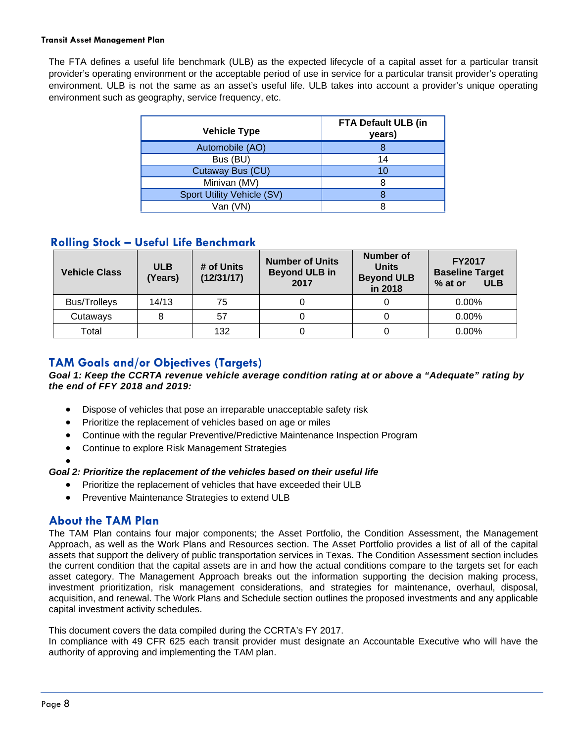The FTA defines a useful life benchmark (ULB) as the expected lifecycle of a capital asset for a particular transit provider's operating environment or the acceptable period of use in service for a particular transit provider's operating environment. ULB is not the same as an asset's useful life. ULB takes into account a provider's unique operating environment such as geography, service frequency, etc.

| Vehicle Type | FTA Default ULB (in years) |
|---|---|
| Automobile (AO) | 8 |
| Bus (BU) | 14 |
| Cutaway Bus (CU) | 10 |
| Minivan (MV) | 8 |
| Sport Utility Vehicle (SV) | 8 |
| Van (VN) | 8 |

## Rolling Stock – Useful Life Benchmark

| Vehicle Class | ULB (Years) | # of Units (12/31/17) | Number of Units Beyond ULB in 2017 | Number of Units Beyond ULB in 2018 | FY2017 Baseline Target % at or ULB |
|---|---|---|---|---|---|
| Bus/Trolleys | 14/13 | 75 | 0 | 0 | 0.00% |
| Cutaways | 8 | 57 | 0 | 0 | 0.00% |
| Total | | 132 | 0 | 0 | 0.00% |

## TAM Goals and/or Objectives (Targets)

***Goal 1: Keep the CCRTA revenue vehicle average condition rating at or above a "Adequate" rating by the end of FFY 2018 and 2019:***

- Dispose of vehicles that pose an irreparable unacceptable safety risk
- Prioritize the replacement of vehicles based on age or miles
- Continue with the regular Preventive/Predictive Maintenance Inspection Program
- Continue to explore Risk Management Strategies

***Goal 2: Prioritize the replacement of the vehicles based on their useful life***

- Prioritize the replacement of vehicles that have exceeded their ULB
- Preventive Maintenance Strategies to extend ULB

## About the TAM Plan

The TAM Plan contains four major components; the Asset Portfolio, the Condition Assessment, the Management Approach, as well as the Work Plans and Resources section. The Asset Portfolio provides a list of all of the capital assets that support the delivery of public transportation services in Texas. The Condition Assessment section includes the current condition that the capital assets are in and how the actual conditions compare to the targets set for each asset category. The Management Approach breaks out the information supporting the decision making process, investment prioritization, risk management considerations, and strategies for maintenance, overhaul, disposal, acquisition, and renewal. The Work Plans and Schedule section outlines the proposed investments and any applicable capital investment activity schedules.

This document covers the data compiled during the CCRTA's FY 2017.

In compliance with 49 CFR 625 each transit provider must designate an Accountable Executive who will have the authority of approving and implementing the TAM plan.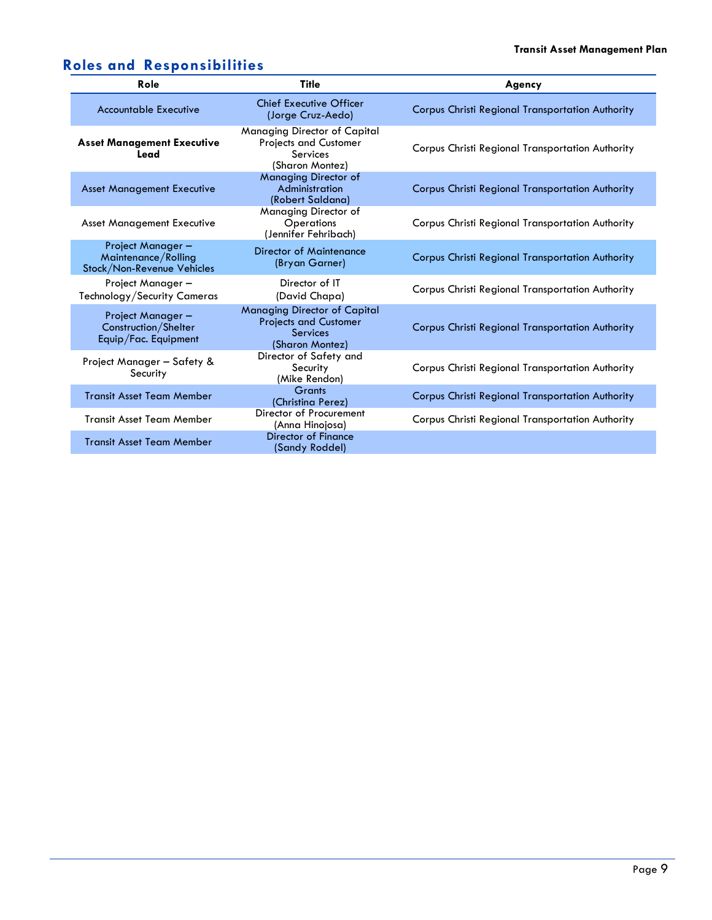## Roles and Responsibilities

| Role | Title | Agency |
|---|---|---|
| Accountable Executive | Chief Executive Officer (Jorge Cruz-Aedo) | Corpus Christi Regional Transportation Authority |
| **Asset Management Executive Lead** | Managing Director of Capital Projects and Customer Services (Sharon Montez) | Corpus Christi Regional Transportation Authority |
| Asset Management Executive | Managing Director of Administration (Robert Saldana) | Corpus Christi Regional Transportation Authority |
| Asset Management Executive | Managing Director of Operations (Jennifer Fehribach) | Corpus Christi Regional Transportation Authority |
| Project Manager – Maintenance/Rolling Stock/Non-Revenue Vehicles | Director of Maintenance (Bryan Garner) | Corpus Christi Regional Transportation Authority |
| Project Manager – Technology/Security Cameras | Director of IT (David Chapa) | Corpus Christi Regional Transportation Authority |
| Project Manager – Construction/Shelter Equip/Fac. Equipment | Managing Director of Capital Projects and Customer Services (Sharon Montez) | Corpus Christi Regional Transportation Authority |
| Project Manager – Safety & Security | Director of Safety and Security (Mike Rendon) | Corpus Christi Regional Transportation Authority |
| Transit Asset Team Member | Grants (Christina Perez) | Corpus Christi Regional Transportation Authority |
| Transit Asset Team Member | Director of Procurement (Anna Hinojosa) | Corpus Christi Regional Transportation Authority |
| Transit Asset Team Member | Director of Finance (Sandy Roddel) | |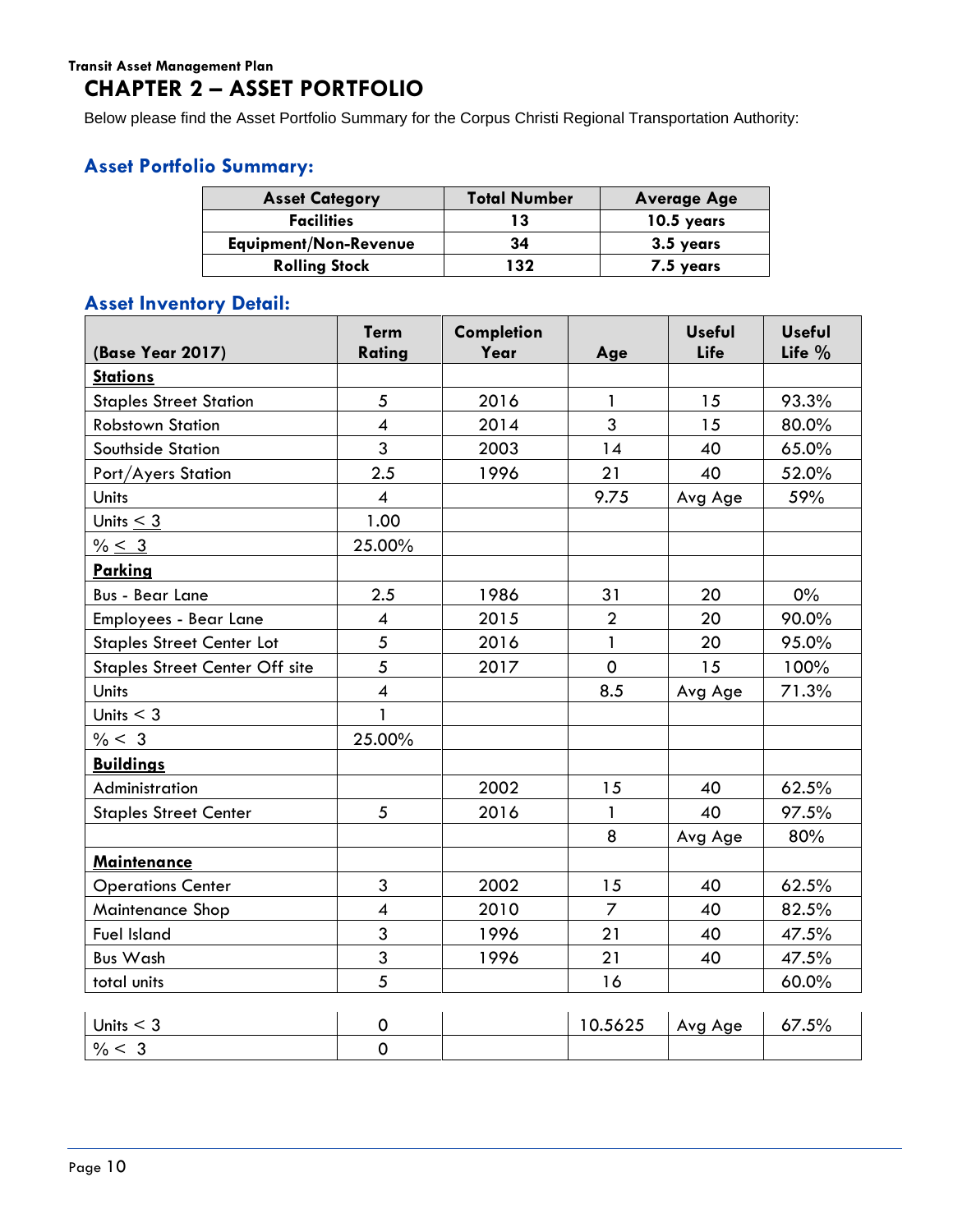Transit Asset Management Plan

# CHAPTER 2 – ASSET PORTFOLIO

Below please find the Asset Portfolio Summary for the Corpus Christi Regional Transportation Authority:

## Asset Portfolio Summary:

| Asset Category | Total Number | Average Age |
|---|---|---|
| Facilities | 13 | 10.5 years |
| Equipment/Non-Revenue | 34 | 3.5 years |
| Rolling Stock | 132 | 7.5 years |

## Asset Inventory Detail:

| (Base Year 2017) | Term Rating | Completion Year | Age | Useful Life | Useful Life % |
|---|---|---|---|---|---|
| **Stations** | | | | | |
| Staples Street Station | 5 | 2016 | 1 | 15 | 93.3% |
| Robstown Station | 4 | 2014 | 3 | 15 | 80.0% |
| Southside Station | 3 | 2003 | 14 | 40 | 65.0% |
| Port/Ayers Station | 2.5 | 1996 | 21 | 40 | 52.0% |
| Units | 4 | | 9.75 | Avg Age | 59% |
| Units ≤ 3 | 1.00 | | | | |
| % ≤ 3 | 25.00% | | | | |
| **Parking** | | | | | |
| Bus - Bear Lane | 2.5 | 1986 | 31 | 20 | 0% |
| Employees - Bear Lane | 4 | 2015 | 2 | 20 | 90.0% |
| Staples Street Center Lot | 5 | 2016 | 1 | 20 | 95.0% |
| Staples Street Center Off site | 5 | 2017 | 0 | 15 | 100% |
| Units | 4 | | 8.5 | Avg Age | 71.3% |
| Units < 3 | 1 | | | | |
| % < 3 | 25.00% | | | | |
| **Buildings** | | | | | |
| Administration | | 2002 | 15 | 40 | 62.5% |
| Staples Street Center | 5 | 2016 | 1 | 40 | 97.5% |
| | | | 8 | Avg Age | 80% |
| **Maintenance** | | | | | |
| Operations Center | 3 | 2002 | 15 | 40 | 62.5% |
| Maintenance Shop | 4 | 2010 | 7 | 40 | 82.5% |
| Fuel Island | 3 | 1996 | 21 | 40 | 47.5% |
| Bus Wash | 3 | 1996 | 21 | 40 | 47.5% |
| total units | 5 | | 16 | | 60.0% |
| Units < 3 | 0 | | 10.5625 | Avg Age | 67.5% |
| % < 3 | 0 | | | | |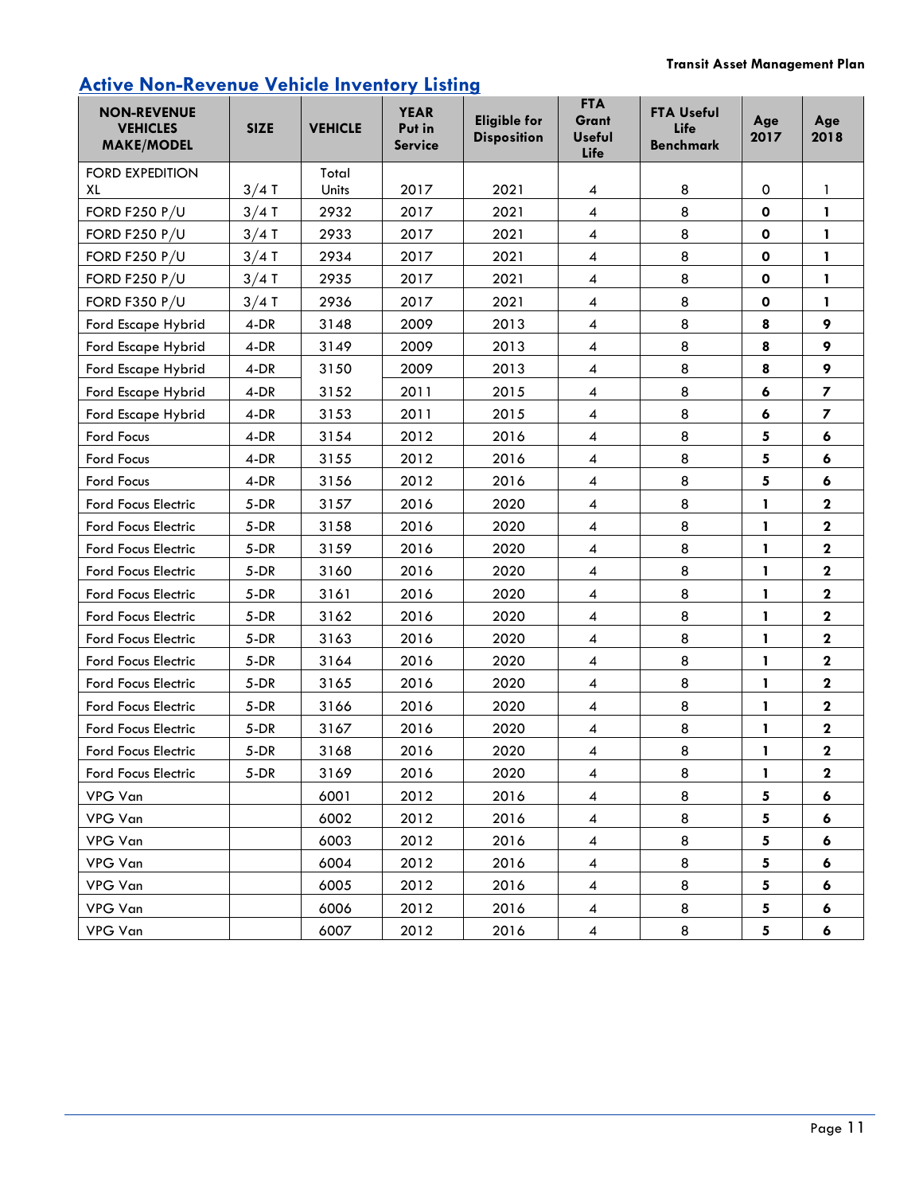## Active Non-Revenue Vehicle Inventory Listing

| NON-REVENUE VEHICLES MAKE/MODEL | SIZE | VEHICLE | YEAR Put in Service | Eligible for Disposition | FTA Grant Useful Life | FTA Useful Life Benchmark | Age 2017 | Age 2018 |
|---|---|---|---|---|---|---|---|---|
| FORD EXPEDITION XL | 3/4 T | Total Units | 2017 | 2021 | 4 | 8 | 0 | 1 |
| FORD F250 P/U | 3/4 T | 2932 | 2017 | 2021 | 4 | 8 | **0** | **1** |
| FORD F250 P/U | 3/4 T | 2933 | 2017 | 2021 | 4 | 8 | **0** | **1** |
| FORD F250 P/U | 3/4 T | 2934 | 2017 | 2021 | 4 | 8 | **0** | **1** |
| FORD F250 P/U | 3/4 T | 2935 | 2017 | 2021 | 4 | 8 | **0** | **1** |
| FORD F350 P/U | 3/4 T | 2936 | 2017 | 2021 | 4 | 8 | **0** | **1** |
| Ford Escape Hybrid | 4-DR | 3148 | 2009 | 2013 | 4 | 8 | **8** | **9** |
| Ford Escape Hybrid | 4-DR | 3149 | 2009 | 2013 | 4 | 8 | **8** | **9** |
| Ford Escape Hybrid | 4-DR | 3150 | 2009 | 2013 | 4 | 8 | **8** | **9** |
| Ford Escape Hybrid | 4-DR | 3152 | 2011 | 2015 | 4 | 8 | **6** | **7** |
| Ford Escape Hybrid | 4-DR | 3153 | 2011 | 2015 | 4 | 8 | **6** | **7** |
| Ford Focus | 4-DR | 3154 | 2012 | 2016 | 4 | 8 | **5** | **6** |
| Ford Focus | 4-DR | 3155 | 2012 | 2016 | 4 | 8 | **5** | **6** |
| Ford Focus | 4-DR | 3156 | 2012 | 2016 | 4 | 8 | **5** | **6** |
| Ford Focus Electric | 5-DR | 3157 | 2016 | 2020 | 4 | 8 | **1** | **2** |
| Ford Focus Electric | 5-DR | 3158 | 2016 | 2020 | 4 | 8 | **1** | **2** |
| Ford Focus Electric | 5-DR | 3159 | 2016 | 2020 | 4 | 8 | **1** | **2** |
| Ford Focus Electric | 5-DR | 3160 | 2016 | 2020 | 4 | 8 | **1** | **2** |
| Ford Focus Electric | 5-DR | 3161 | 2016 | 2020 | 4 | 8 | **1** | **2** |
| Ford Focus Electric | 5-DR | 3162 | 2016 | 2020 | 4 | 8 | **1** | **2** |
| Ford Focus Electric | 5-DR | 3163 | 2016 | 2020 | 4 | 8 | **1** | **2** |
| Ford Focus Electric | 5-DR | 3164 | 2016 | 2020 | 4 | 8 | **1** | **2** |
| Ford Focus Electric | 5-DR | 3165 | 2016 | 2020 | 4 | 8 | **1** | **2** |
| Ford Focus Electric | 5-DR | 3166 | 2016 | 2020 | 4 | 8 | **1** | **2** |
| Ford Focus Electric | 5-DR | 3167 | 2016 | 2020 | 4 | 8 | **1** | **2** |
| Ford Focus Electric | 5-DR | 3168 | 2016 | 2020 | 4 | 8 | **1** | **2** |
| Ford Focus Electric | 5-DR | 3169 | 2016 | 2020 | 4 | 8 | **1** | **2** |
| VPG Van | | 6001 | 2012 | 2016 | 4 | 8 | **5** | **6** |
| VPG Van | | 6002 | 2012 | 2016 | 4 | 8 | **5** | **6** |
| VPG Van | | 6003 | 2012 | 2016 | 4 | 8 | **5** | **6** |
| VPG Van | | 6004 | 2012 | 2016 | 4 | 8 | **5** | **6** |
| VPG Van | | 6005 | 2012 | 2016 | 4 | 8 | **5** | **6** |
| VPG Van | | 6006 | 2012 | 2016 | 4 | 8 | **5** | **6** |
| VPG Van | | 6007 | 2012 | 2016 | 4 | 8 | **5** | **6** |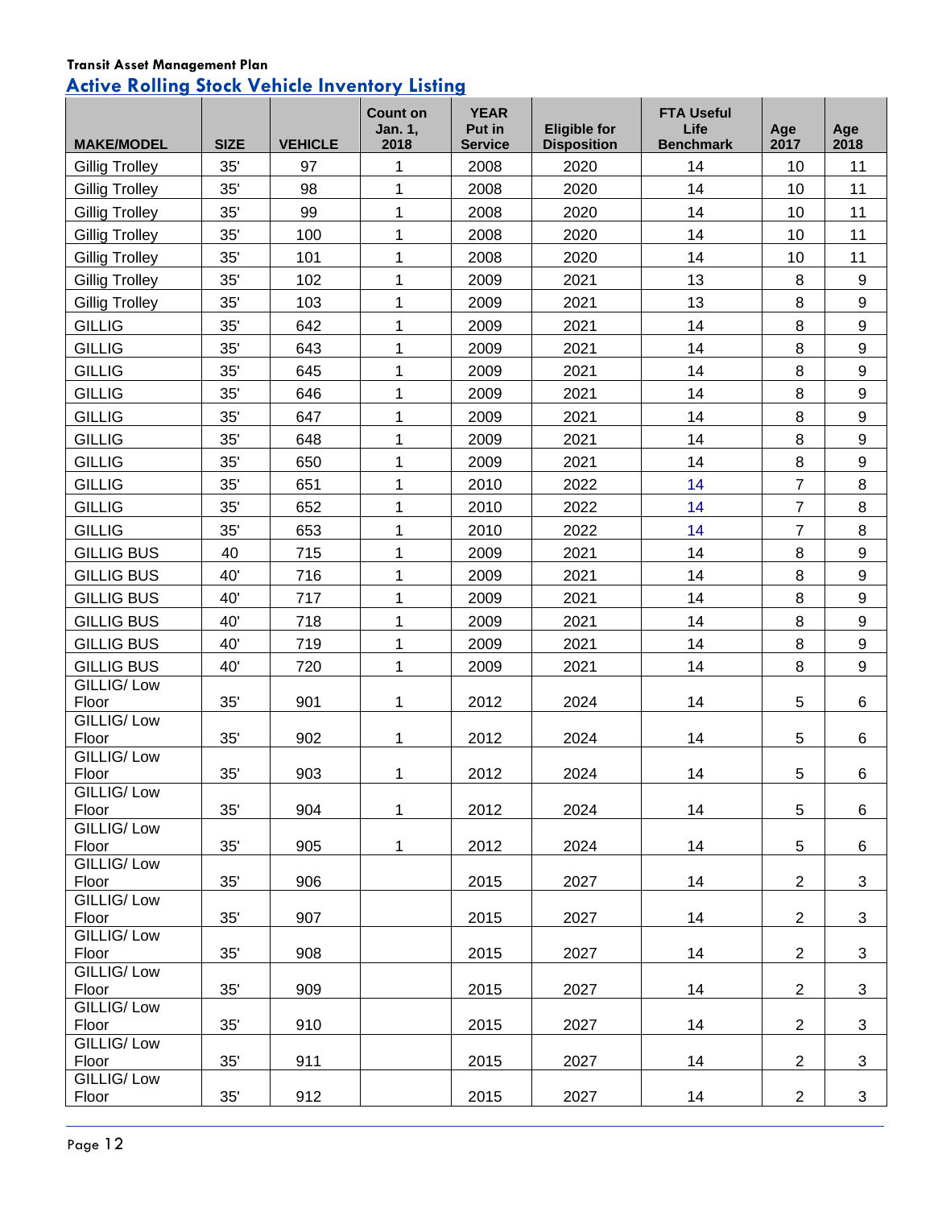**Transit Asset Management Plan**

## Active Rolling Stock Vehicle Inventory Listing

| MAKE/MODEL | SIZE | VEHICLE | Count on Jan. 1, 2018 | YEAR Put in Service | Eligible for Disposition | FTA Useful Life Benchmark | Age 2017 | Age 2018 |
|---|---|---|---|---|---|---|---|---|
| Gillig Trolley | 35' | 97 | 1 | 2008 | 2020 | 14 | 10 | 11 |
| Gillig Trolley | 35' | 98 | 1 | 2008 | 2020 | 14 | 10 | 11 |
| Gillig Trolley | 35' | 99 | 1 | 2008 | 2020 | 14 | 10 | 11 |
| Gillig Trolley | 35' | 100 | 1 | 2008 | 2020 | 14 | 10 | 11 |
| Gillig Trolley | 35' | 101 | 1 | 2008 | 2020 | 14 | 10 | 11 |
| Gillig Trolley | 35' | 102 | 1 | 2009 | 2021 | 13 | 8 | 9 |
| Gillig Trolley | 35' | 103 | 1 | 2009 | 2021 | 13 | 8 | 9 |
| GILLIG | 35' | 642 | 1 | 2009 | 2021 | 14 | 8 | 9 |
| GILLIG | 35' | 643 | 1 | 2009 | 2021 | 14 | 8 | 9 |
| GILLIG | 35' | 645 | 1 | 2009 | 2021 | 14 | 8 | 9 |
| GILLIG | 35' | 646 | 1 | 2009 | 2021 | 14 | 8 | 9 |
| GILLIG | 35' | 647 | 1 | 2009 | 2021 | 14 | 8 | 9 |
| GILLIG | 35' | 648 | 1 | 2009 | 2021 | 14 | 8 | 9 |
| GILLIG | 35' | 650 | 1 | 2009 | 2021 | 14 | 8 | 9 |
| GILLIG | 35' | 651 | 1 | 2010 | 2022 | 14 | 7 | 8 |
| GILLIG | 35' | 652 | 1 | 2010 | 2022 | 14 | 7 | 8 |
| GILLIG | 35' | 653 | 1 | 2010 | 2022 | 14 | 7 | 8 |
| GILLIG BUS | 40 | 715 | 1 | 2009 | 2021 | 14 | 8 | 9 |
| GILLIG BUS | 40' | 716 | 1 | 2009 | 2021 | 14 | 8 | 9 |
| GILLIG BUS | 40' | 717 | 1 | 2009 | 2021 | 14 | 8 | 9 |
| GILLIG BUS | 40' | 718 | 1 | 2009 | 2021 | 14 | 8 | 9 |
| GILLIG BUS | 40' | 719 | 1 | 2009 | 2021 | 14 | 8 | 9 |
| GILLIG BUS | 40' | 720 | 1 | 2009 | 2021 | 14 | 8 | 9 |
| GILLIG/ Low Floor | 35' | 901 | 1 | 2012 | 2024 | 14 | 5 | 6 |
| GILLIG/ Low Floor | 35' | 902 | 1 | 2012 | 2024 | 14 | 5 | 6 |
| GILLIG/ Low Floor | 35' | 903 | 1 | 2012 | 2024 | 14 | 5 | 6 |
| GILLIG/ Low Floor | 35' | 904 | 1 | 2012 | 2024 | 14 | 5 | 6 |
| GILLIG/ Low Floor | 35' | 905 | 1 | 2012 | 2024 | 14 | 5 | 6 |
| GILLIG/ Low Floor | 35' | 906 | | 2015 | 2027 | 14 | 2 | 3 |
| GILLIG/ Low Floor | 35' | 907 | | 2015 | 2027 | 14 | 2 | 3 |
| GILLIG/ Low Floor | 35' | 908 | | 2015 | 2027 | 14 | 2 | 3 |
| GILLIG/ Low Floor | 35' | 909 | | 2015 | 2027 | 14 | 2 | 3 |
| GILLIG/ Low Floor | 35' | 910 | | 2015 | 2027 | 14 | 2 | 3 |
| GILLIG/ Low Floor | 35' | 911 | | 2015 | 2027 | 14 | 2 | 3 |
| GILLIG/ Low Floor | 35' | 912 | | 2015 | 2027 | 14 | 2 | 3 |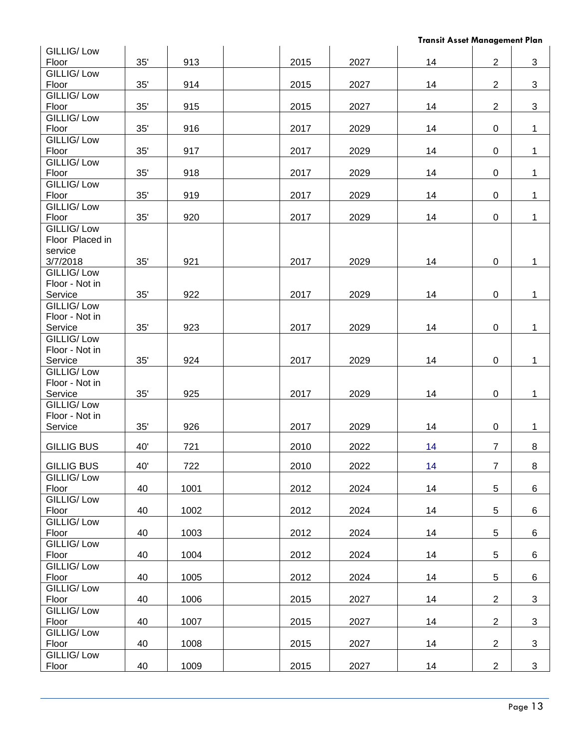| GILLIG/ Low Floor | 35' | 913 | | 2015 | 2027 | 14 | 2 | 3 |
|---|---|---|---|---|---|---|---|---|
| GILLIG/ Low Floor | 35' | 914 | | 2015 | 2027 | 14 | 2 | 3 |
| GILLIG/ Low Floor | 35' | 915 | | 2015 | 2027 | 14 | 2 | 3 |
| GILLIG/ Low Floor | 35' | 916 | | 2017 | 2029 | 14 | 0 | 1 |
| GILLIG/ Low Floor | 35' | 917 | | 2017 | 2029 | 14 | 0 | 1 |
| GILLIG/ Low Floor | 35' | 918 | | 2017 | 2029 | 14 | 0 | 1 |
| GILLIG/ Low Floor | 35' | 919 | | 2017 | 2029 | 14 | 0 | 1 |
| GILLIG/ Low Floor | 35' | 920 | | 2017 | 2029 | 14 | 0 | 1 |
| GILLIG/ Low Floor Placed in service 3/7/2018 | 35' | 921 | | 2017 | 2029 | 14 | 0 | 1 |
| GILLIG/ Low Floor - Not in Service | 35' | 922 | | 2017 | 2029 | 14 | 0 | 1 |
| GILLIG/ Low Floor - Not in Service | 35' | 923 | | 2017 | 2029 | 14 | 0 | 1 |
| GILLIG/ Low Floor - Not in Service | 35' | 924 | | 2017 | 2029 | 14 | 0 | 1 |
| GILLIG/ Low Floor - Not in Service | 35' | 925 | | 2017 | 2029 | 14 | 0 | 1 |
| GILLIG/ Low Floor - Not in Service | 35' | 926 | | 2017 | 2029 | 14 | 0 | 1 |
| GILLIG BUS | 40' | 721 | | 2010 | 2022 | 14 | 7 | 8 |
| GILLIG BUS | 40' | 722 | | 2010 | 2022 | 14 | 7 | 8 |
| GILLIG/ Low Floor | 40 | 1001 | | 2012 | 2024 | 14 | 5 | 6 |
| GILLIG/ Low Floor | 40 | 1002 | | 2012 | 2024 | 14 | 5 | 6 |
| GILLIG/ Low Floor | 40 | 1003 | | 2012 | 2024 | 14 | 5 | 6 |
| GILLIG/ Low Floor | 40 | 1004 | | 2012 | 2024 | 14 | 5 | 6 |
| GILLIG/ Low Floor | 40 | 1005 | | 2012 | 2024 | 14 | 5 | 6 |
| GILLIG/ Low Floor | 40 | 1006 | | 2015 | 2027 | 14 | 2 | 3 |
| GILLIG/ Low Floor | 40 | 1007 | | 2015 | 2027 | 14 | 2 | 3 |
| GILLIG/ Low Floor | 40 | 1008 | | 2015 | 2027 | 14 | 2 | 3 |
| GILLIG/ Low Floor | 40 | 1009 | | 2015 | 2027 | 14 | 2 | 3 |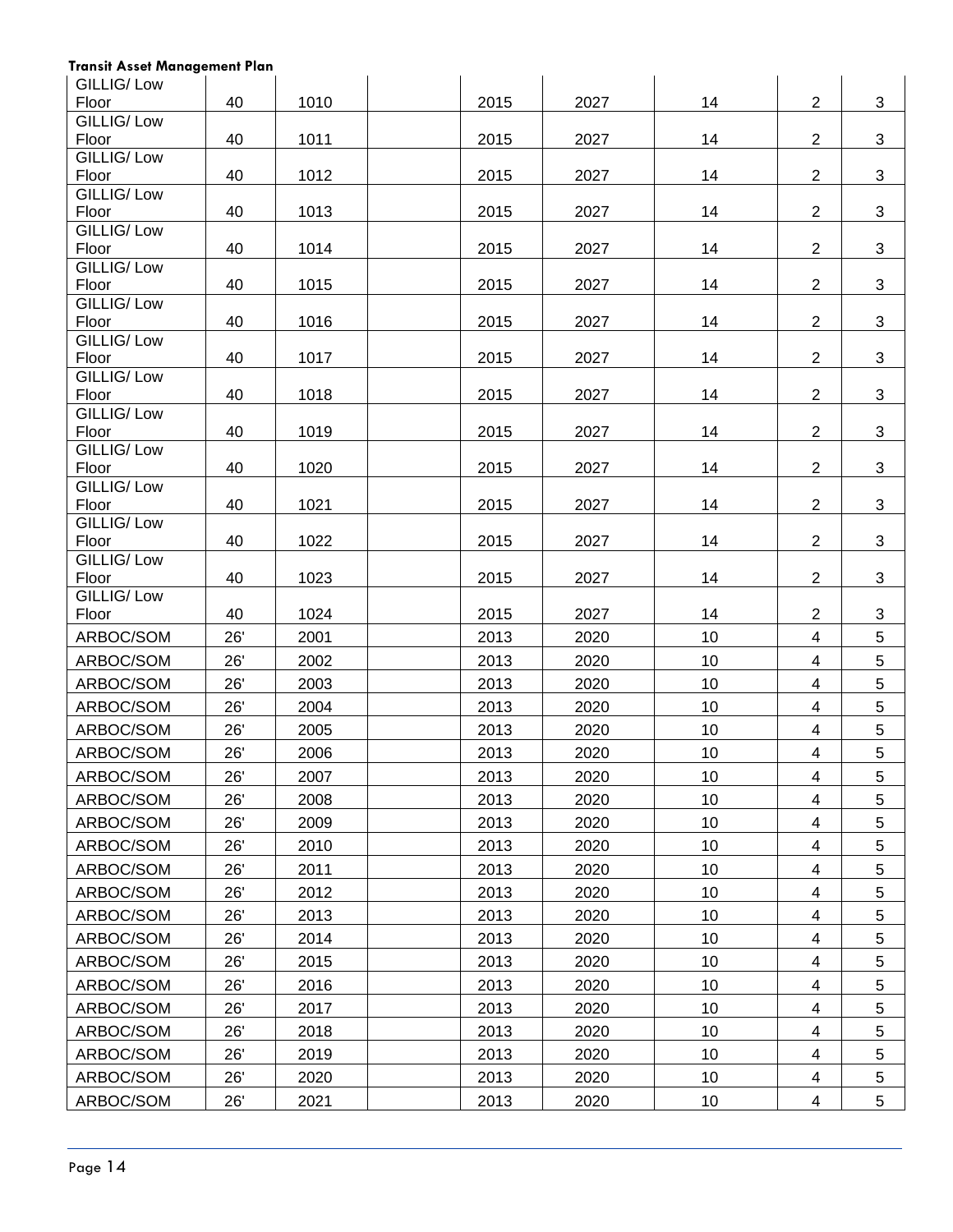| | | | | | | | | |
|---|---|---|---|---|---|---|---|---|
| GILLIG/ Low Floor | 40 | 1010 | | 2015 | 2027 | 14 | 2 | 3 |
| GILLIG/ Low Floor | 40 | 1011 | | 2015 | 2027 | 14 | 2 | 3 |
| GILLIG/ Low Floor | 40 | 1012 | | 2015 | 2027 | 14 | 2 | 3 |
| GILLIG/ Low Floor | 40 | 1013 | | 2015 | 2027 | 14 | 2 | 3 |
| GILLIG/ Low Floor | 40 | 1014 | | 2015 | 2027 | 14 | 2 | 3 |
| GILLIG/ Low Floor | 40 | 1015 | | 2015 | 2027 | 14 | 2 | 3 |
| GILLIG/ Low Floor | 40 | 1016 | | 2015 | 2027 | 14 | 2 | 3 |
| GILLIG/ Low Floor | 40 | 1017 | | 2015 | 2027 | 14 | 2 | 3 |
| GILLIG/ Low Floor | 40 | 1018 | | 2015 | 2027 | 14 | 2 | 3 |
| GILLIG/ Low Floor | 40 | 1019 | | 2015 | 2027 | 14 | 2 | 3 |
| GILLIG/ Low Floor | 40 | 1020 | | 2015 | 2027 | 14 | 2 | 3 |
| GILLIG/ Low Floor | 40 | 1021 | | 2015 | 2027 | 14 | 2 | 3 |
| GILLIG/ Low Floor | 40 | 1022 | | 2015 | 2027 | 14 | 2 | 3 |
| GILLIG/ Low Floor | 40 | 1023 | | 2015 | 2027 | 14 | 2 | 3 |
| GILLIG/ Low Floor | 40 | 1024 | | 2015 | 2027 | 14 | 2 | 3 |
| ARBOC/SOM | 26' | 2001 | | 2013 | 2020 | 10 | 4 | 5 |
| ARBOC/SOM | 26' | 2002 | | 2013 | 2020 | 10 | 4 | 5 |
| ARBOC/SOM | 26' | 2003 | | 2013 | 2020 | 10 | 4 | 5 |
| ARBOC/SOM | 26' | 2004 | | 2013 | 2020 | 10 | 4 | 5 |
| ARBOC/SOM | 26' | 2005 | | 2013 | 2020 | 10 | 4 | 5 |
| ARBOC/SOM | 26' | 2006 | | 2013 | 2020 | 10 | 4 | 5 |
| ARBOC/SOM | 26' | 2007 | | 2013 | 2020 | 10 | 4 | 5 |
| ARBOC/SOM | 26' | 2008 | | 2013 | 2020 | 10 | 4 | 5 |
| ARBOC/SOM | 26' | 2009 | | 2013 | 2020 | 10 | 4 | 5 |
| ARBOC/SOM | 26' | 2010 | | 2013 | 2020 | 10 | 4 | 5 |
| ARBOC/SOM | 26' | 2011 | | 2013 | 2020 | 10 | 4 | 5 |
| ARBOC/SOM | 26' | 2012 | | 2013 | 2020 | 10 | 4 | 5 |
| ARBOC/SOM | 26' | 2013 | | 2013 | 2020 | 10 | 4 | 5 |
| ARBOC/SOM | 26' | 2014 | | 2013 | 2020 | 10 | 4 | 5 |
| ARBOC/SOM | 26' | 2015 | | 2013 | 2020 | 10 | 4 | 5 |
| ARBOC/SOM | 26' | 2016 | | 2013 | 2020 | 10 | 4 | 5 |
| ARBOC/SOM | 26' | 2017 | | 2013 | 2020 | 10 | 4 | 5 |
| ARBOC/SOM | 26' | 2018 | | 2013 | 2020 | 10 | 4 | 5 |
| ARBOC/SOM | 26' | 2019 | | 2013 | 2020 | 10 | 4 | 5 |
| ARBOC/SOM | 26' | 2020 | | 2013 | 2020 | 10 | 4 | 5 |
| ARBOC/SOM | 26' | 2021 | | 2013 | 2020 | 10 | 4 | 5 |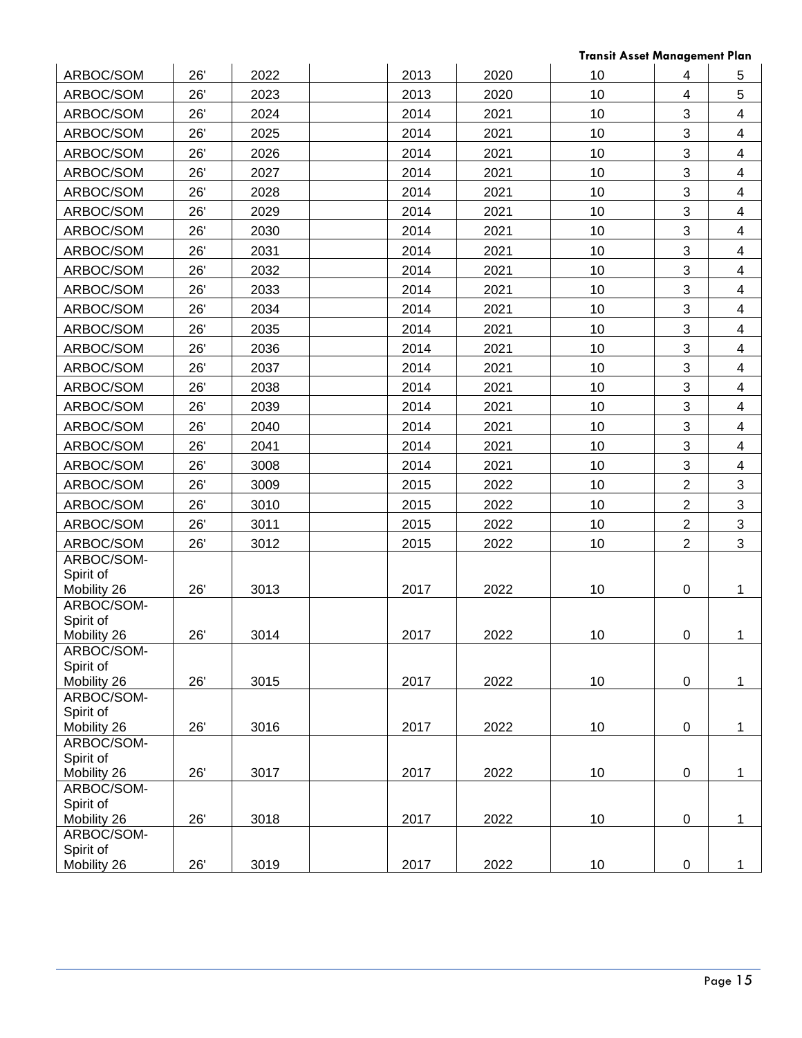| | | | | | | | | |
|---|---|---|---|---|---|---|---|---|
| ARBOC/SOM | 26' | 2022 | | 2013 | 2020 | 10 | 4 | 5 |
| ARBOC/SOM | 26' | 2023 | | 2013 | 2020 | 10 | 4 | 5 |
| ARBOC/SOM | 26' | 2024 | | 2014 | 2021 | 10 | 3 | 4 |
| ARBOC/SOM | 26' | 2025 | | 2014 | 2021 | 10 | 3 | 4 |
| ARBOC/SOM | 26' | 2026 | | 2014 | 2021 | 10 | 3 | 4 |
| ARBOC/SOM | 26' | 2027 | | 2014 | 2021 | 10 | 3 | 4 |
| ARBOC/SOM | 26' | 2028 | | 2014 | 2021 | 10 | 3 | 4 |
| ARBOC/SOM | 26' | 2029 | | 2014 | 2021 | 10 | 3 | 4 |
| ARBOC/SOM | 26' | 2030 | | 2014 | 2021 | 10 | 3 | 4 |
| ARBOC/SOM | 26' | 2031 | | 2014 | 2021 | 10 | 3 | 4 |
| ARBOC/SOM | 26' | 2032 | | 2014 | 2021 | 10 | 3 | 4 |
| ARBOC/SOM | 26' | 2033 | | 2014 | 2021 | 10 | 3 | 4 |
| ARBOC/SOM | 26' | 2034 | | 2014 | 2021 | 10 | 3 | 4 |
| ARBOC/SOM | 26' | 2035 | | 2014 | 2021 | 10 | 3 | 4 |
| ARBOC/SOM | 26' | 2036 | | 2014 | 2021 | 10 | 3 | 4 |
| ARBOC/SOM | 26' | 2037 | | 2014 | 2021 | 10 | 3 | 4 |
| ARBOC/SOM | 26' | 2038 | | 2014 | 2021 | 10 | 3 | 4 |
| ARBOC/SOM | 26' | 2039 | | 2014 | 2021 | 10 | 3 | 4 |
| ARBOC/SOM | 26' | 2040 | | 2014 | 2021 | 10 | 3 | 4 |
| ARBOC/SOM | 26' | 2041 | | 2014 | 2021 | 10 | 3 | 4 |
| ARBOC/SOM | 26' | 3008 | | 2014 | 2021 | 10 | 3 | 4 |
| ARBOC/SOM | 26' | 3009 | | 2015 | 2022 | 10 | 2 | 3 |
| ARBOC/SOM | 26' | 3010 | | 2015 | 2022 | 10 | 2 | 3 |
| ARBOC/SOM | 26' | 3011 | | 2015 | 2022 | 10 | 2 | 3 |
| ARBOC/SOM | 26' | 3012 | | 2015 | 2022 | 10 | 2 | 3 |
| ARBOC/SOM-Spirit of Mobility 26 | 26' | 3013 | | 2017 | 2022 | 10 | 0 | 1 |
| ARBOC/SOM-Spirit of Mobility 26 | 26' | 3014 | | 2017 | 2022 | 10 | 0 | 1 |
| ARBOC/SOM-Spirit of Mobility 26 | 26' | 3015 | | 2017 | 2022 | 10 | 0 | 1 |
| ARBOC/SOM-Spirit of Mobility 26 | 26' | 3016 | | 2017 | 2022 | 10 | 0 | 1 |
| ARBOC/SOM-Spirit of Mobility 26 | 26' | 3017 | | 2017 | 2022 | 10 | 0 | 1 |
| ARBOC/SOM-Spirit of Mobility 26 | 26' | 3018 | | 2017 | 2022 | 10 | 0 | 1 |
| ARBOC/SOM-Spirit of Mobility 26 | 26' | 3019 | | 2017 | 2022 | 10 | 0 | 1 |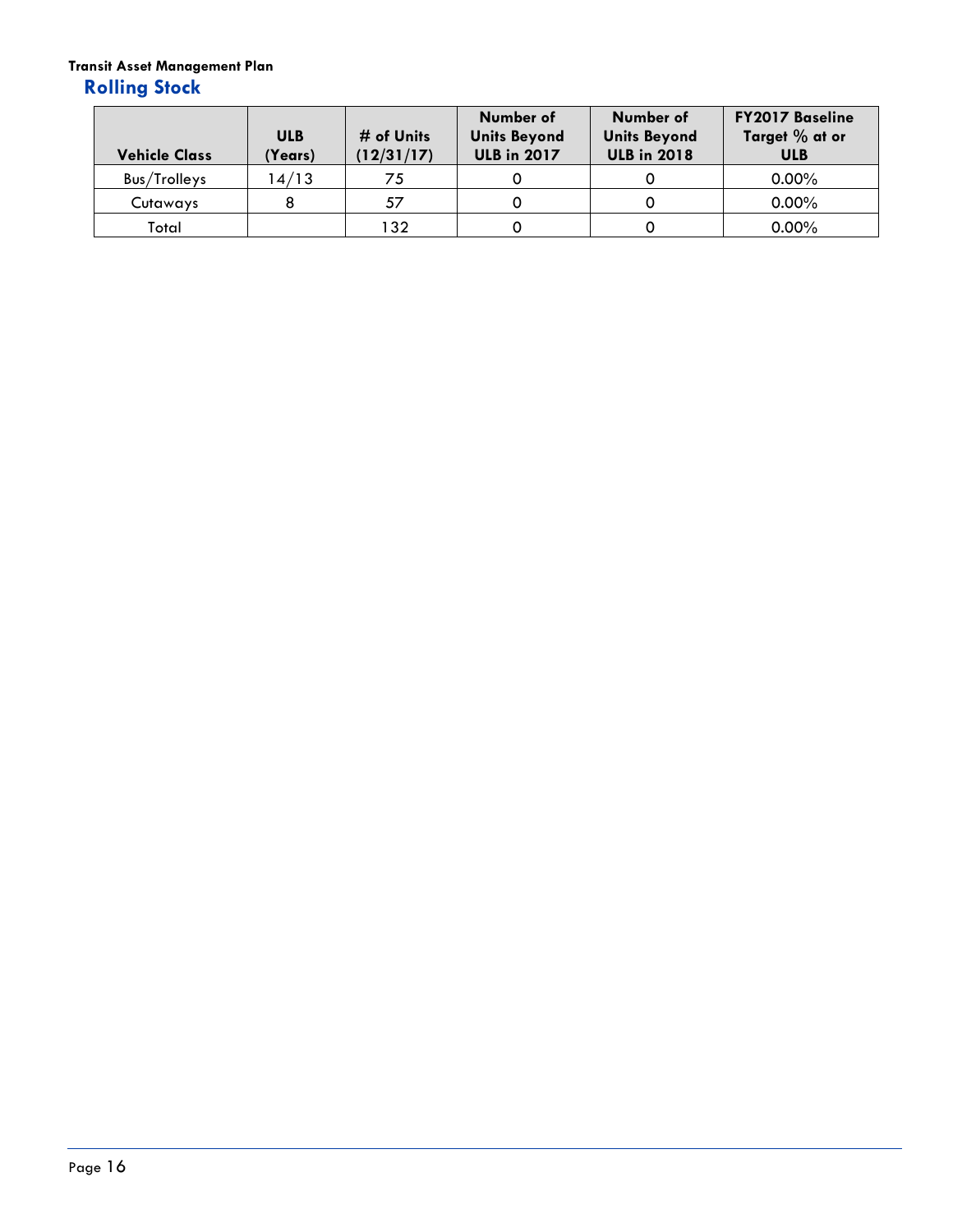## Rolling Stock

| Vehicle Class | ULB (Years) | # of Units (12/31/17) | Number of Units Beyond ULB in 2017 | Number of Units Beyond ULB in 2018 | FY2017 Baseline Target % at or ULB |
|---|---|---|---|---|---|
| Bus/Trolleys | 14/13 | 75 | 0 | 0 | 0.00% |
| Cutaways | 8 | 57 | 0 | 0 | 0.00% |
| Total | | 132 | 0 | 0 | 0.00% |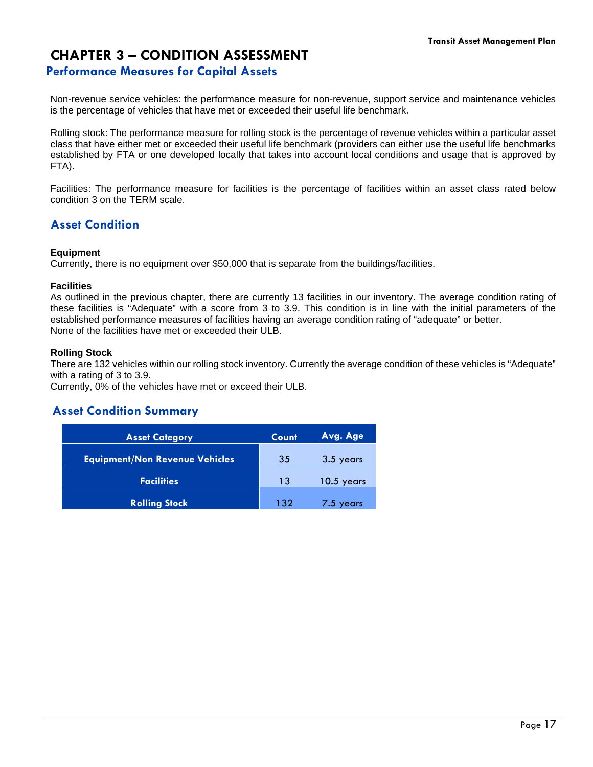# CHAPTER 3 – CONDITION ASSESSMENT

## Performance Measures for Capital Assets

Non-revenue service vehicles: the performance measure for non-revenue, support service and maintenance vehicles is the percentage of vehicles that have met or exceeded their useful life benchmark.

Rolling stock: The performance measure for rolling stock is the percentage of revenue vehicles within a particular asset class that have either met or exceeded their useful life benchmark (providers can either use the useful life benchmarks established by FTA or one developed locally that takes into account local conditions and usage that is approved by FTA).

Facilities: The performance measure for facilities is the percentage of facilities within an asset class rated below condition 3 on the TERM scale.

## Asset Condition

**Equipment**
Currently, there is no equipment over $50,000 that is separate from the buildings/facilities.

**Facilities**
As outlined in the previous chapter, there are currently 13 facilities in our inventory. The average condition rating of these facilities is "Adequate" with a score from 3 to 3.9. This condition is in line with the initial parameters of the established performance measures of facilities having an average condition rating of "adequate" or better.
None of the facilities have met or exceeded their ULB.

**Rolling Stock**
There are 132 vehicles within our rolling stock inventory. Currently the average condition of these vehicles is "Adequate" with a rating of 3 to 3.9.
Currently, 0% of the vehicles have met or exceed their ULB.

## Asset Condition Summary

| Asset Category | Count | Avg. Age |
|---|---|---|
| Equipment/Non Revenue Vehicles | 35 | 3.5 years |
| Facilities | 13 | 10.5 years |
| Rolling Stock | 132 | 7.5 years |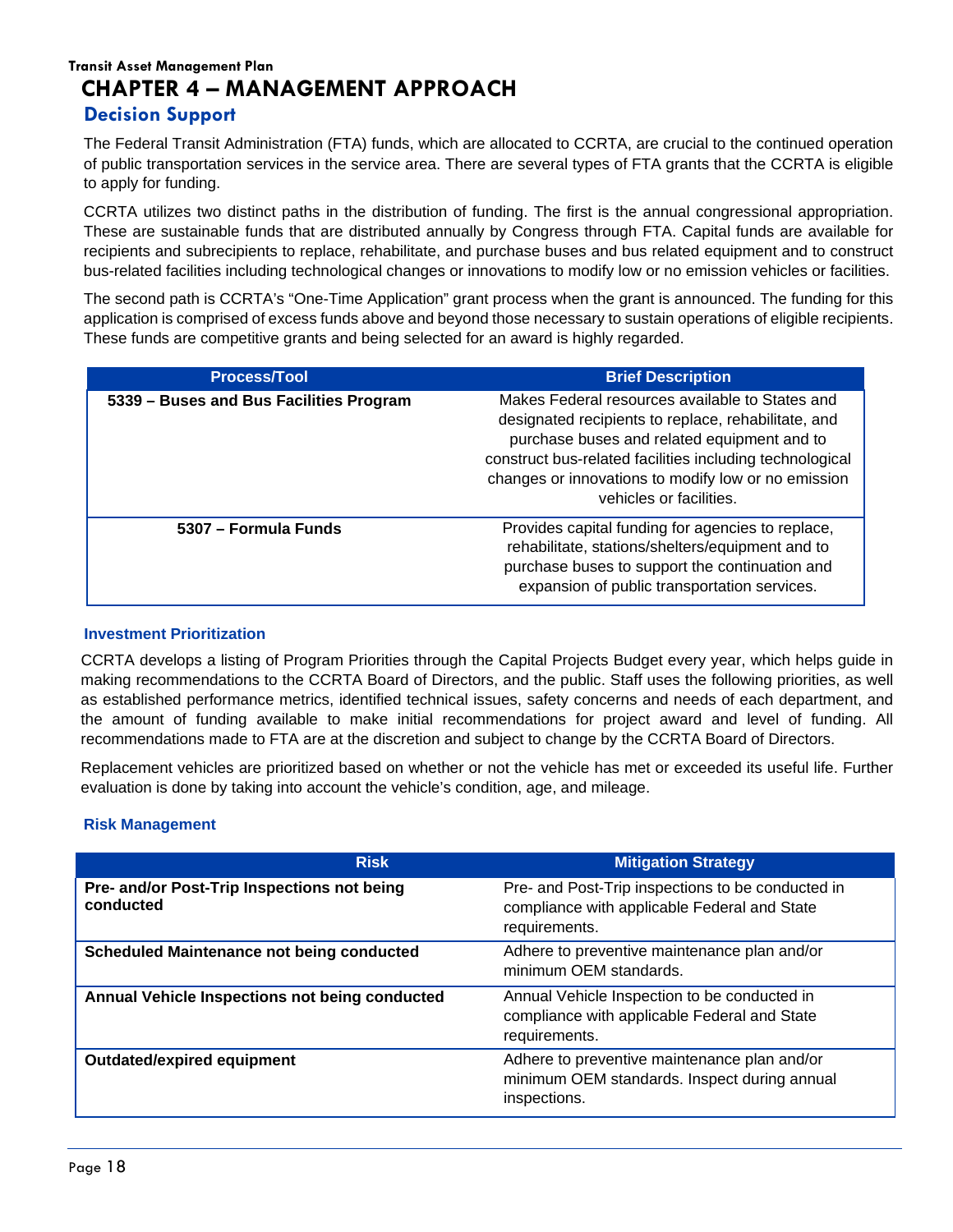# CHAPTER 4 – MANAGEMENT APPROACH

## Decision Support

The Federal Transit Administration (FTA) funds, which are allocated to CCRTA, are crucial to the continued operation of public transportation services in the service area. There are several types of FTA grants that the CCRTA is eligible to apply for funding.

CCRTA utilizes two distinct paths in the distribution of funding. The first is the annual congressional appropriation. These are sustainable funds that are distributed annually by Congress through FTA. Capital funds are available for recipients and subrecipients to replace, rehabilitate, and purchase buses and bus related equipment and to construct bus-related facilities including technological changes or innovations to modify low or no emission vehicles or facilities.

The second path is CCRTA's "One-Time Application" grant process when the grant is announced. The funding for this application is comprised of excess funds above and beyond those necessary to sustain operations of eligible recipients. These funds are competitive grants and being selected for an award is highly regarded.

| Process/Tool | Brief Description |
|---|---|
| **5339 – Buses and Bus Facilities Program** | Makes Federal resources available to States and designated recipients to replace, rehabilitate, and purchase buses and related equipment and to construct bus-related facilities including technological changes or innovations to modify low or no emission vehicles or facilities. |
| **5307 – Formula Funds** | Provides capital funding for agencies to replace, rehabilitate, stations/shelters/equipment and to purchase buses to support the continuation and expansion of public transportation services. |

### Investment Prioritization

CCRTA develops a listing of Program Priorities through the Capital Projects Budget every year, which helps guide in making recommendations to the CCRTA Board of Directors, and the public. Staff uses the following priorities, as well as established performance metrics, identified technical issues, safety concerns and needs of each department, and the amount of funding available to make initial recommendations for project award and level of funding. All recommendations made to FTA are at the discretion and subject to change by the CCRTA Board of Directors.

Replacement vehicles are prioritized based on whether or not the vehicle has met or exceeded its useful life. Further evaluation is done by taking into account the vehicle's condition, age, and mileage.

### Risk Management

| Risk | Mitigation Strategy |
|---|---|
| **Pre- and/or Post-Trip Inspections not being conducted** | Pre- and Post-Trip inspections to be conducted in compliance with applicable Federal and State requirements. |
| **Scheduled Maintenance not being conducted** | Adhere to preventive maintenance plan and/or minimum OEM standards. |
| **Annual Vehicle Inspections not being conducted** | Annual Vehicle Inspection to be conducted in compliance with applicable Federal and State requirements. |
| **Outdated/expired equipment** | Adhere to preventive maintenance plan and/or minimum OEM standards. Inspect during annual inspections. |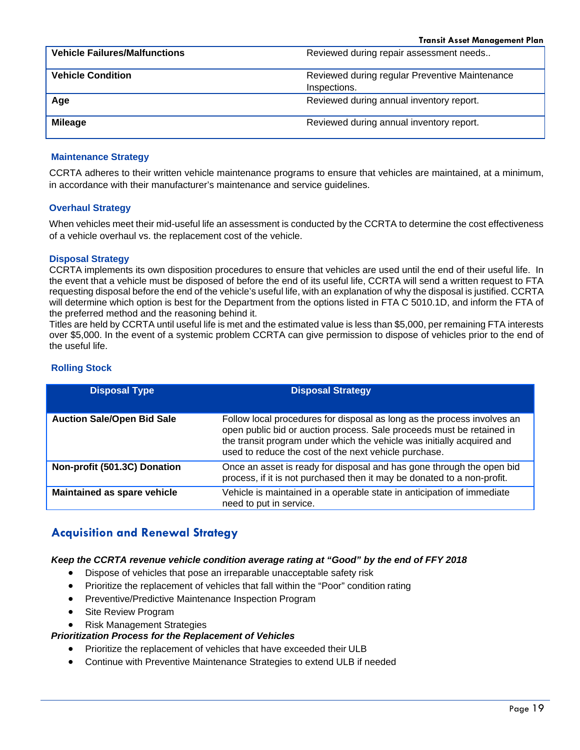| Vehicle Failures/Malfunctions | Reviewed during repair assessment needs.. |
|---|---|
| **Vehicle Condition** | Reviewed during regular Preventive Maintenance Inspections. |
| **Age** | Reviewed during annual inventory report. |
| **Mileage** | Reviewed during annual inventory report. |

### Maintenance Strategy

CCRTA adheres to their written vehicle maintenance programs to ensure that vehicles are maintained, at a minimum, in accordance with their manufacturer's maintenance and service guidelines.

### Overhaul Strategy

When vehicles meet their mid-useful life an assessment is conducted by the CCRTA to determine the cost effectiveness of a vehicle overhaul vs. the replacement cost of the vehicle.

### Disposal Strategy

CCRTA implements its own disposition procedures to ensure that vehicles are used until the end of their useful life. In the event that a vehicle must be disposed of before the end of its useful life, CCRTA will send a written request to FTA requesting disposal before the end of the vehicle's useful life, with an explanation of why the disposal is justified. CCRTA will determine which option is best for the Department from the options listed in FTA C 5010.1D, and inform the FTA of the preferred method and the reasoning behind it.

Titles are held by CCRTA until useful life is met and the estimated value is less than $5,000, per remaining FTA interests over $5,000. In the event of a systemic problem CCRTA can give permission to dispose of vehicles prior to the end of the useful life.

### Rolling Stock

| Disposal Type | Disposal Strategy |
|---|---|
| **Auction Sale/Open Bid Sale** | Follow local procedures for disposal as long as the process involves an open public bid or auction process. Sale proceeds must be retained in the transit program under which the vehicle was initially acquired and used to reduce the cost of the next vehicle purchase. |
| **Non-profit (501.3C) Donation** | Once an asset is ready for disposal and has gone through the open bid process, if it is not purchased then it may be donated to a non-profit. |
| **Maintained as spare vehicle** | Vehicle is maintained in a operable state in anticipation of immediate need to put in service. |

## Acquisition and Renewal Strategy

***Keep the CCRTA revenue vehicle condition average rating at "Good" by the end of FFY 2018***

- Dispose of vehicles that pose an irreparable unacceptable safety risk
- Prioritize the replacement of vehicles that fall within the "Poor" condition rating
- Preventive/Predictive Maintenance Inspection Program
- Site Review Program
- Risk Management Strategies

***Prioritization Process for the Replacement of Vehicles***

- Prioritize the replacement of vehicles that have exceeded their ULB
- Continue with Preventive Maintenance Strategies to extend ULB if needed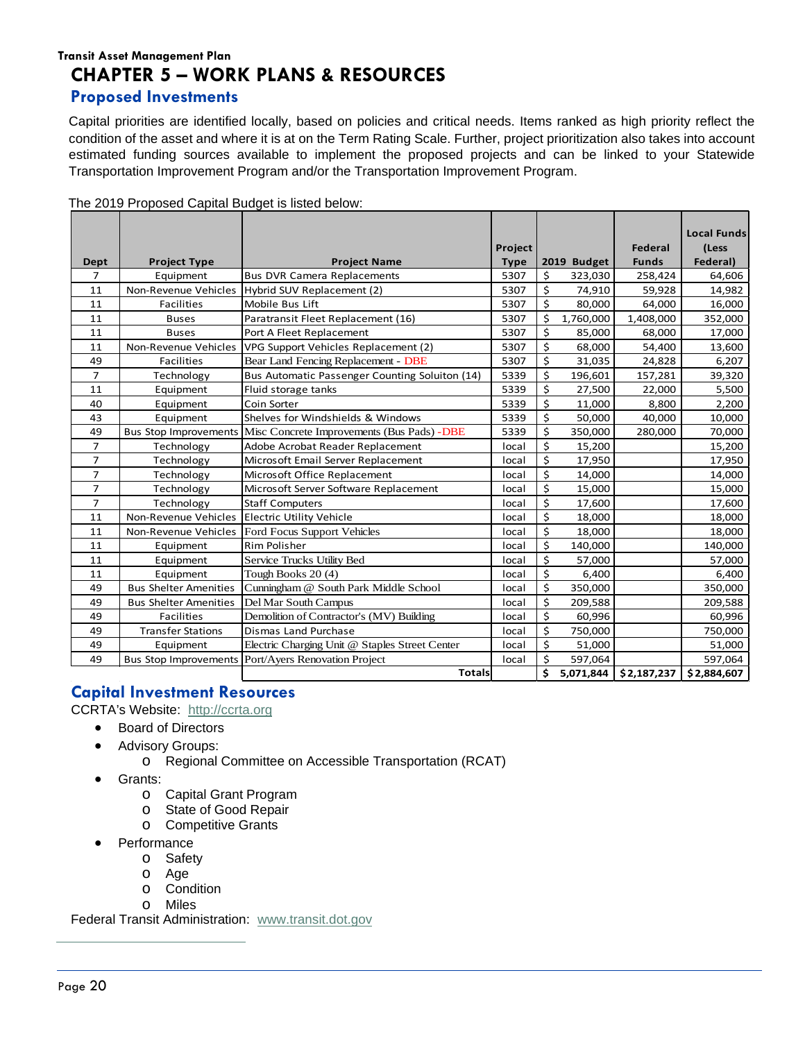# CHAPTER 5 – WORK PLANS & RESOURCES

## Proposed Investments

Capital priorities are identified locally, based on policies and critical needs. Items ranked as high priority reflect the condition of the asset and where it is at on the Term Rating Scale. Further, project prioritization also takes into account estimated funding sources available to implement the proposed projects and can be linked to your Statewide Transportation Improvement Program and/or the Transportation Improvement Program.

The 2019 Proposed Capital Budget is listed below:

| Dept | Project Type | Project Name | Project Type | 2019 Budget | Federal Funds | Local Funds (Less Federal) |
|---|---|---|---|---|---|---|
| 7 | Equipment | Bus DVR Camera Replacements | 5307 | $ 323,030 | 258,424 | 64,606 |
| 11 | Non-Revenue Vehicles | Hybrid SUV Replacement (2) | 5307 | $ 74,910 | 59,928 | 14,982 |
| 11 | Facilities | Mobile Bus Lift | 5307 | $ 80,000 | 64,000 | 16,000 |
| 11 | Buses | Paratransit Fleet Replacement (16) | 5307 | $ 1,760,000 | 1,408,000 | 352,000 |
| 11 | Buses | Port A Fleet Replacement | 5307 | $ 85,000 | 68,000 | 17,000 |
| 11 | Non-Revenue Vehicles | VPG Support Vehicles Replacement (2) | 5307 | $ 68,000 | 54,400 | 13,600 |
| 49 | Facilities | Bear Land Fencing Replacement - DBE | 5307 | $ 31,035 | 24,828 | 6,207 |
| 7 | Technology | Bus Automatic Passenger Counting Soluiton (14) | 5339 | $ 196,601 | 157,281 | 39,320 |
| 11 | Equipment | Fluid storage tanks | 5339 | $ 27,500 | 22,000 | 5,500 |
| 40 | Equipment | Coin Sorter | 5339 | $ 11,000 | 8,800 | 2,200 |
| 43 | Equipment | Shelves for Windshields & Windows | 5339 | $ 50,000 | 40,000 | 10,000 |
| 49 | Bus Stop Improvements | Misc Concrete Improvements (Bus Pads) -DBE | 5339 | $ 350,000 | 280,000 | 70,000 |
| 7 | Technology | Adobe Acrobat Reader Replacement | local | $ 15,200 | | 15,200 |
| 7 | Technology | Microsoft Email Server Replacement | local | $ 17,950 | | 17,950 |
| 7 | Technology | Microsoft Office Replacement | local | $ 14,000 | | 14,000 |
| 7 | Technology | Microsoft Server Software Replacement | local | $ 15,000 | | 15,000 |
| 7 | Technology | Staff Computers | local | $ 17,600 | | 17,600 |
| 11 | Non-Revenue Vehicles | Electric Utility Vehicle | local | $ 18,000 | | 18,000 |
| 11 | Non-Revenue Vehicles | Ford Focus Support Vehicles | local | $ 18,000 | | 18,000 |
| 11 | Equipment | Rim Polisher | local | $ 140,000 | | 140,000 |
| 11 | Equipment | Service Trucks Utility Bed | local | $ 57,000 | | 57,000 |
| 11 | Equipment | Tough Books 20 (4) | local | $ 6,400 | | 6,400 |
| 49 | Bus Shelter Amenities | Cunningham @ South Park Middle School | local | $ 350,000 | | 350,000 |
| 49 | Bus Shelter Amenities | Del Mar South Campus | local | $ 209,588 | | 209,588 |
| 49 | Facilities | Demolition of Contractor's (MV) Building | local | $ 60,996 | | 60,996 |
| 49 | Transfer Stations | Dismas Land Purchase | local | $ 750,000 | | 750,000 |
| 49 | Equipment | Electric Charging Unit @ Staples Street Center | local | $ 51,000 | | 51,000 |
| 49 | Bus Stop Improvements | Port/Ayers Renovation Project | local | $ 597,064 | | 597,064 |
| | | **Totals** | | **$ 5,071,844** | **$2,187,237** | **$2,884,607** |

## Capital Investment Resources

CCRTA's Website: http://ccrta.org

- Board of Directors
- Advisory Groups:
  - Regional Committee on Accessible Transportation (RCAT)
- Grants:
  - Capital Grant Program
  - State of Good Repair
  - Competitive Grants
- Performance
  - Safety
  - Age
  - Condition
  - Miles

Federal Transit Administration: www.transit.dot.gov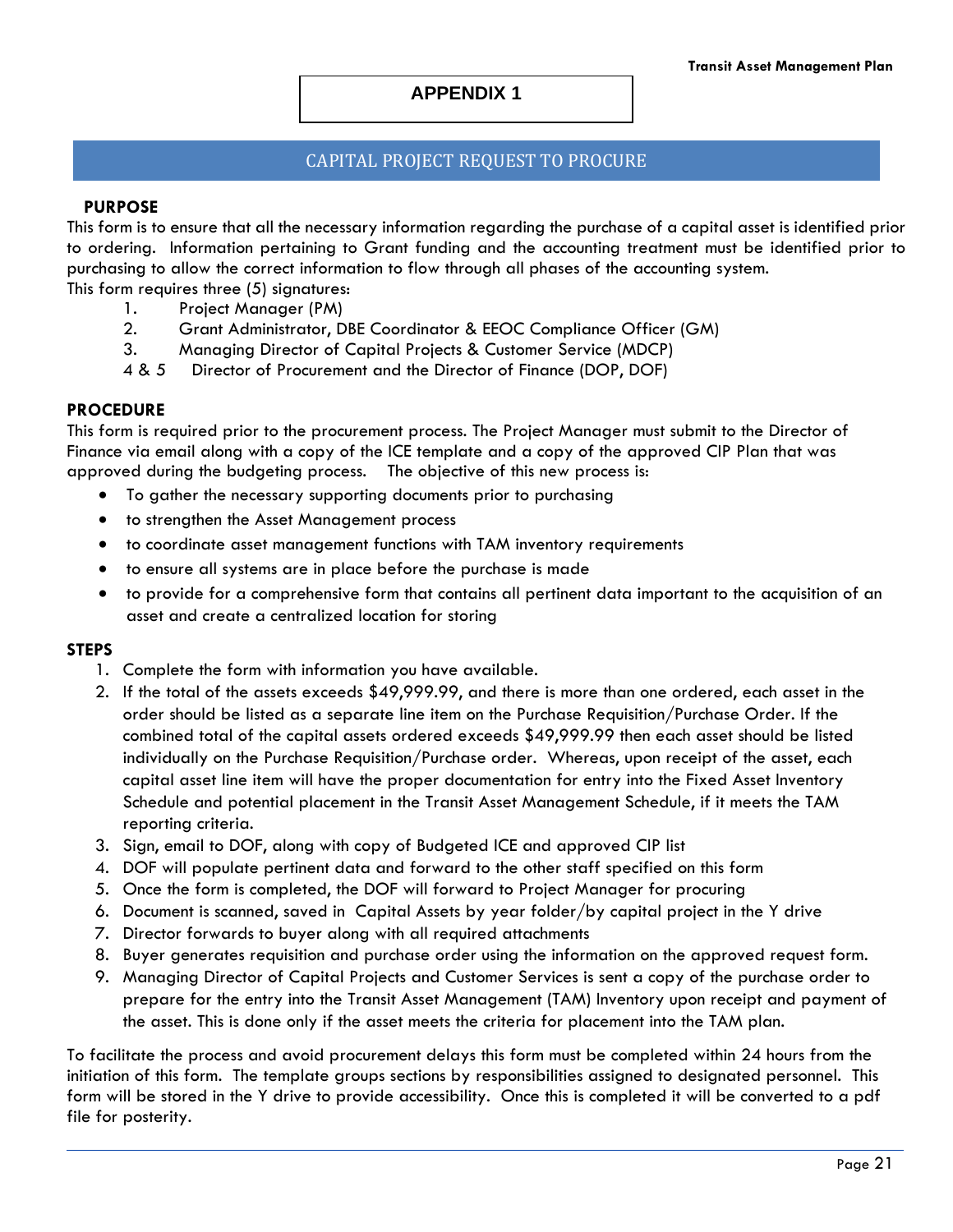# APPENDIX 1

## CAPITAL PROJECT REQUEST TO PROCURE

**PURPOSE**

This form is to ensure that all the necessary information regarding the purchase of a capital asset is identified prior to ordering. Information pertaining to Grant funding and the accounting treatment must be identified prior to purchasing to allow the correct information to flow through all phases of the accounting system.

This form requires three (5) signatures:

1. Project Manager (PM)
2. Grant Administrator, DBE Coordinator & EEOC Compliance Officer (GM)
3. Managing Director of Capital Projects & Customer Service (MDCP)

4 & 5 Director of Procurement and the Director of Finance (DOP, DOF)

**PROCEDURE**

This form is required prior to the procurement process. The Project Manager must submit to the Director of Finance via email along with a copy of the ICE template and a copy of the approved CIP Plan that was approved during the budgeting process. The objective of this new process is:

- To gather the necessary supporting documents prior to purchasing
- to strengthen the Asset Management process
- to coordinate asset management functions with TAM inventory requirements
- to ensure all systems are in place before the purchase is made
- to provide for a comprehensive form that contains all pertinent data important to the acquisition of an asset and create a centralized location for storing

**STEPS**

1. Complete the form with information you have available.
2. If the total of the assets exceeds $49,999.99, and there is more than one ordered, each asset in the order should be listed as a separate line item on the Purchase Requisition/Purchase Order. If the combined total of the capital assets ordered exceeds $49,999.99 then each asset should be listed individually on the Purchase Requisition/Purchase order. Whereas, upon receipt of the asset, each capital asset line item will have the proper documentation for entry into the Fixed Asset Inventory Schedule and potential placement in the Transit Asset Management Schedule, if it meets the TAM reporting criteria.
3. Sign, email to DOF, along with copy of Budgeted ICE and approved CIP list
4. DOF will populate pertinent data and forward to the other staff specified on this form
5. Once the form is completed, the DOF will forward to Project Manager for procuring
6. Document is scanned, saved in Capital Assets by year folder/by capital project in the Y drive
7. Director forwards to buyer along with all required attachments
8. Buyer generates requisition and purchase order using the information on the approved request form.
9. Managing Director of Capital Projects and Customer Services is sent a copy of the purchase order to prepare for the entry into the Transit Asset Management (TAM) Inventory upon receipt and payment of the asset. This is done only if the asset meets the criteria for placement into the TAM plan.

To facilitate the process and avoid procurement delays this form must be completed within 24 hours from the initiation of this form. The template groups sections by responsibilities assigned to designated personnel. This form will be stored in the Y drive to provide accessibility. Once this is completed it will be converted to a pdf file for posterity.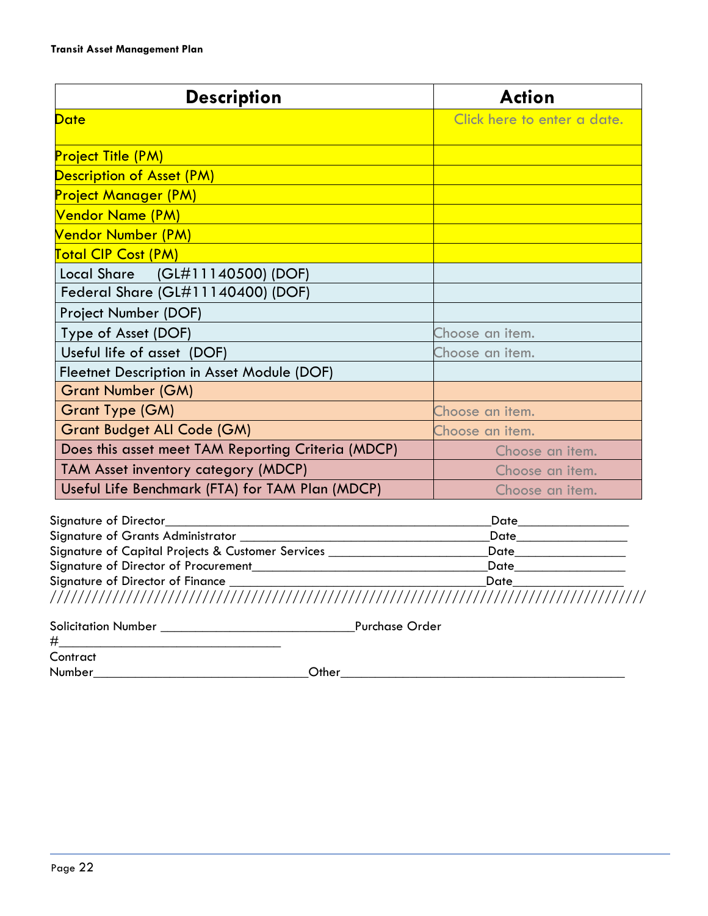| Description | Action |
| --- | --- |
| Date | Click here to enter a date. |
| Project Title (PM) | |
| Description of Asset (PM) | |
| Project Manager (PM) | |
| Vendor Name (PM) | |
| Vendor Number (PM) | |
| Total CIP Cost (PM) | |
| Local Share (GL#11140500) (DOF) | |
| Federal Share (GL#11140400) (DOF) | |
| Project Number (DOF) | |
| Type of Asset (DOF) | Choose an item. |
| Useful life of asset (DOF) | Choose an item. |
| Fleetnet Description in Asset Module (DOF) | |
| Grant Number (GM) | |
| Grant Type (GM) | Choose an item. |
| Grant Budget ALI Code (GM) | Choose an item. |
| Does this asset meet TAM Reporting Criteria (MDCP) | Choose an item. |
| TAM Asset inventory category (MDCP) | Choose an item. |
| Useful Life Benchmark (FTA) for TAM Plan (MDCP) | Choose an item. |

Signature of Director_________________________________________________Date________________

Signature of Grants Administrator _____________________________________Date________________

Signature of Capital Projects & Customer Services ________________________Date________________

Signature of Director of Procurement____________________________________Date________________

Signature of Director of Finance _______________________________________Date________________

////////////////////////////////////////////////////////////////////////////////

Solicitation Number ______________________________Purchase Order #__________________________________

Contract Number__________________________________Other____________________________________________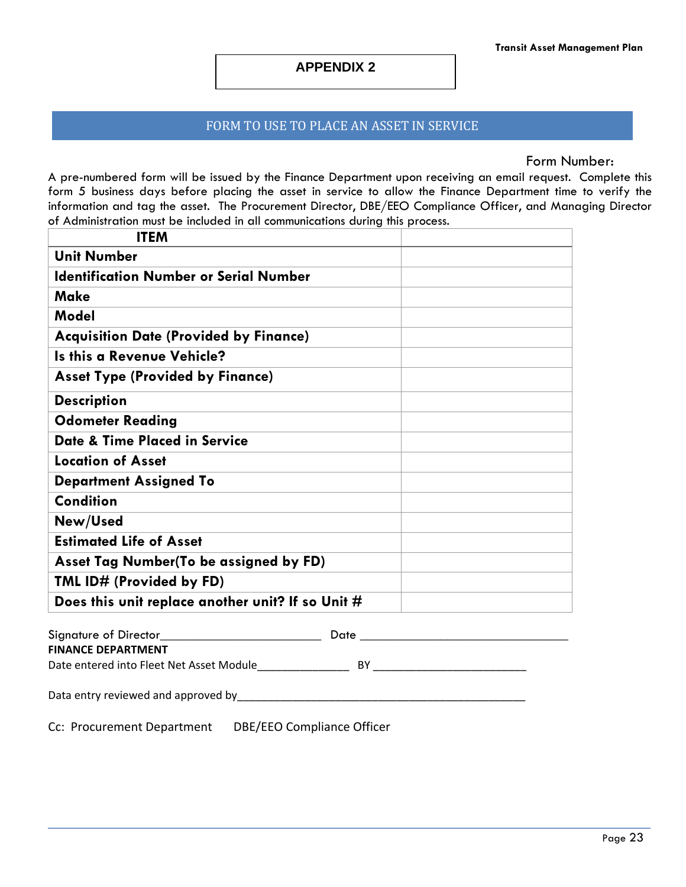## APPENDIX 2

### FORM TO USE TO PLACE AN ASSET IN SERVICE

Form Number:

A pre-numbered form will be issued by the Finance Department upon receiving an email request. Complete this form 5 business days before placing the asset in service to allow the Finance Department time to verify the information and tag the asset. The Procurement Director, DBE/EEO Compliance Officer, and Managing Director of Administration must be included in all communications during this process.

| ITEM | |
|---|---|
| **Unit Number** | |
| **Identification Number or Serial Number** | |
| **Make** | |
| **Model** | |
| **Acquisition Date (Provided by Finance)** | |
| **Is this a Revenue Vehicle?** | |
| **Asset Type (Provided by Finance)** | |
| **Description** | |
| **Odometer Reading** | |
| **Date & Time Placed in Service** | |
| **Location of Asset** | |
| **Department Assigned To** | |
| **Condition** | |
| **New/Used** | |
| **Estimated Life of Asset** | |
| **Asset Tag Number(To be assigned by FD)** | |
| **TML ID# (Provided by FD)** | |
| **Does this unit replace another unit? If so Unit #** | |

Signature of Director_________________________ Date ________________________________

**FINANCE DEPARTMENT**

Date entered into Fleet Net Asset Module______________ BY _______________________

Data entry reviewed and approved by_____________________________________________

Cc: Procurement Department DBE/EEO Compliance Officer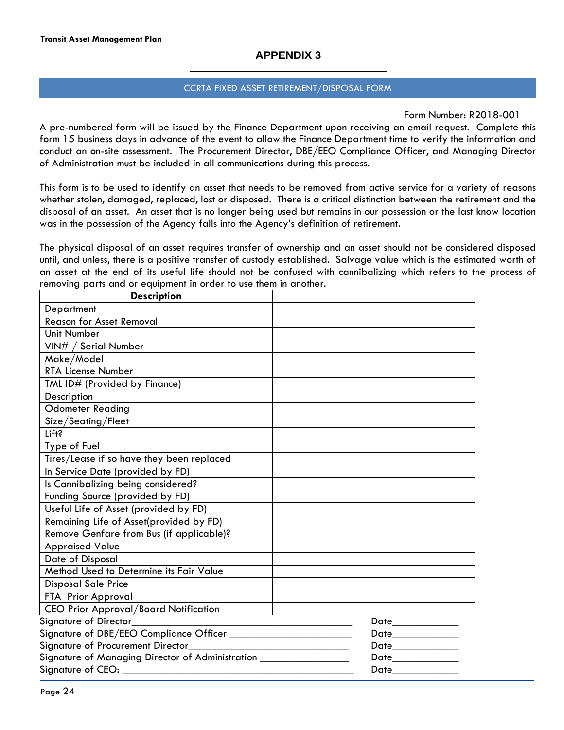# APPENDIX 3

## CCRTA FIXED ASSET RETIREMENT/DISPOSAL FORM

Form Number: R2018-001

A pre-numbered form will be issued by the Finance Department upon receiving an email request. Complete this form 15 business days in advance of the event to allow the Finance Department time to verify the information and conduct an on-site assessment. The Procurement Director, DBE/EEO Compliance Officer, and Managing Director of Administration must be included in all communications during this process.

This form is to be used to identify an asset that needs to be removed from active service for a variety of reasons whether stolen, damaged, replaced, lost or disposed. There is a critical distinction between the retirement and the disposal of an asset. An asset that is no longer being used but remains in our possession or the last know location was in the possession of the Agency falls into the Agency's definition of retirement.

The physical disposal of an asset requires transfer of ownership and an asset should not be considered disposed until, and unless, there is a positive transfer of custody established. Salvage value which is the estimated worth of an asset at the end of its useful life should not be confused with cannibalizing which refers to the process of removing parts and or equipment in order to use them in another.

| Description | |
|---|---|
| Department | |
| Reason for Asset Removal | |
| Unit Number | |
| VIN# / Serial Number | |
| Make/Model | |
| RTA License Number | |
| TML ID# (Provided by Finance) | |
| Description | |
| Odometer Reading | |
| Size/Seating/Fleet | |
| Lift? | |
| Type of Fuel | |
| Tires/Lease if so have they been replaced | |
| In Service Date (provided by FD) | |
| Is Cannibalizing being considered? | |
| Funding Source (provided by FD) | |
| Useful Life of Asset (provided by FD) | |
| Remaining Life of Asset(provided by FD) | |
| Remove Genfare from Bus (if applicable)? | |
| Appraised Value | |
| Date of Disposal | |
| Method Used to Determine its Fair Value | |
| Disposal Sale Price | |
| FTA Prior Approval | |
| CEO Prior Approval/Board Notification | |

Signature of Director_________________________________________ Date____________

Signature of DBE/EEO Compliance Officer ______________________ Date____________

Signature of Procurement Director____________________________ Date____________

Signature of Managing Director of Administration ________________ Date____________

Signature of CEO: __________________________________________ Date____________